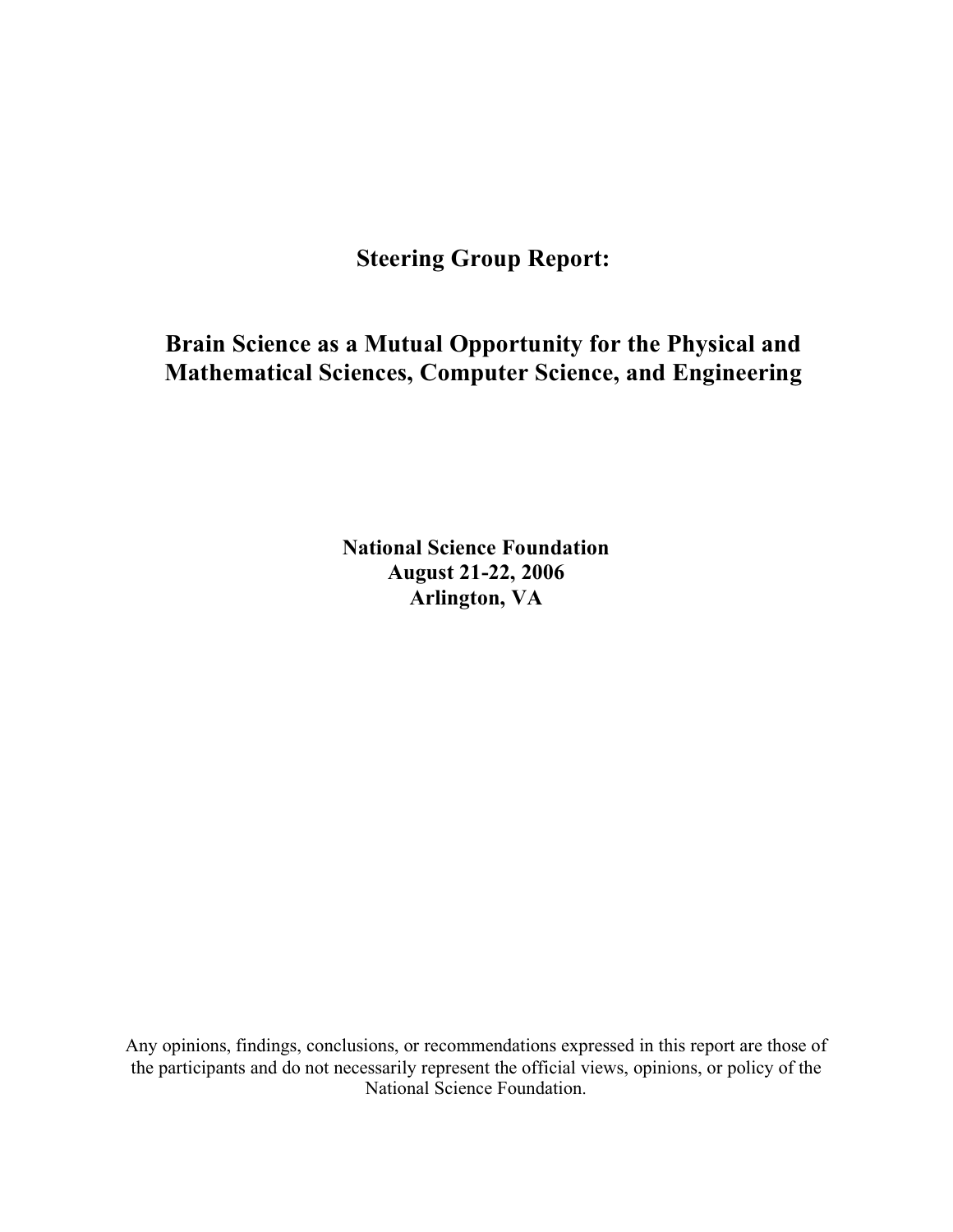# Steering Group Report:

# Brain Science as a Mutual Opportunity for the Physical and Mathematical Sciences, Computer Science, and Engineering

**National Science Foundation**
**August 21-22, 2006**
**Arlington, VA**

Any opinions, findings, conclusions, or recommendations expressed in this report are those of the participants and do not necessarily represent the official views, opinions, or policy of the National Science Foundation.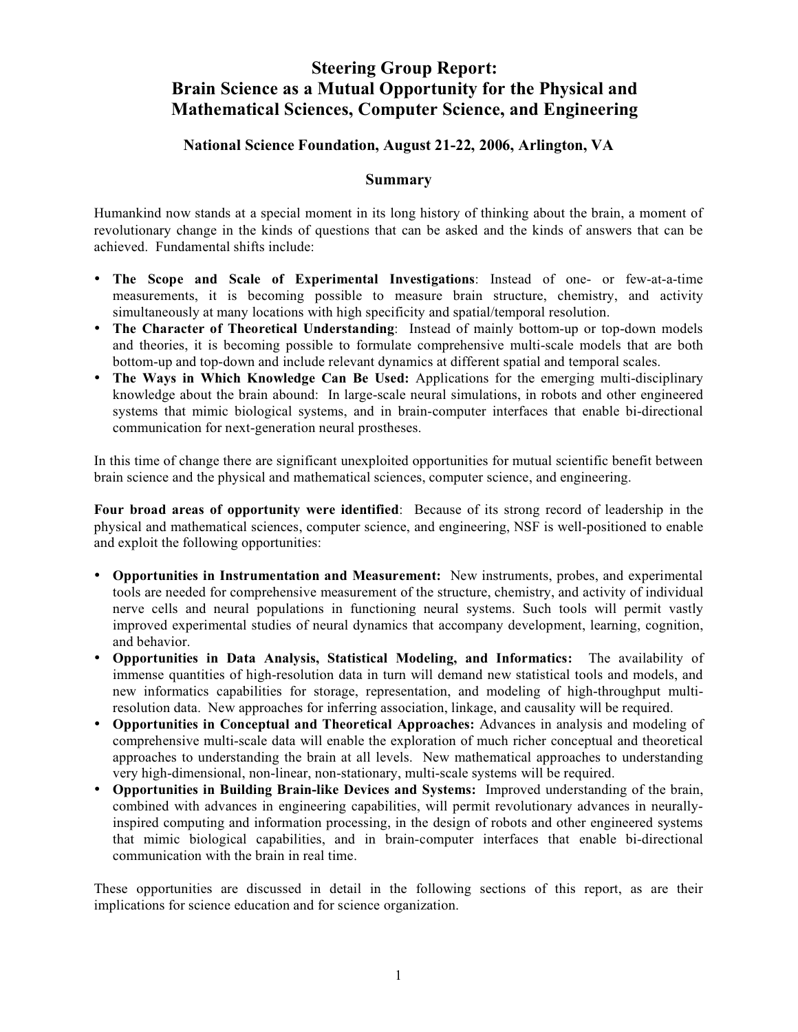# Steering Group Report: Brain Science as a Mutual Opportunity for the Physical and Mathematical Sciences, Computer Science, and Engineering

### National Science Foundation, August 21-22, 2006, Arlington, VA

### Summary

Humankind now stands at a special moment in its long history of thinking about the brain, a moment of revolutionary change in the kinds of questions that can be asked and the kinds of answers that can be achieved. Fundamental shifts include:

- **The Scope and Scale of Experimental Investigations**: Instead of one- or few-at-a-time measurements, it is becoming possible to measure brain structure, chemistry, and activity simultaneously at many locations with high specificity and spatial/temporal resolution.
- **The Character of Theoretical Understanding**: Instead of mainly bottom-up or top-down models and theories, it is becoming possible to formulate comprehensive multi-scale models that are both bottom-up and top-down and include relevant dynamics at different spatial and temporal scales.
- **The Ways in Which Knowledge Can Be Used:** Applications for the emerging multi-disciplinary knowledge about the brain abound: In large-scale neural simulations, in robots and other engineered systems that mimic biological systems, and in brain-computer interfaces that enable bi-directional communication for next-generation neural prostheses.

In this time of change there are significant unexploited opportunities for mutual scientific benefit between brain science and the physical and mathematical sciences, computer science, and engineering.

**Four broad areas of opportunity were identified**: Because of its strong record of leadership in the physical and mathematical sciences, computer science, and engineering, NSF is well-positioned to enable and exploit the following opportunities:

- **Opportunities in Instrumentation and Measurement:** New instruments, probes, and experimental tools are needed for comprehensive measurement of the structure, chemistry, and activity of individual nerve cells and neural populations in functioning neural systems. Such tools will permit vastly improved experimental studies of neural dynamics that accompany development, learning, cognition, and behavior.
- **Opportunities in Data Analysis, Statistical Modeling, and Informatics:** The availability of immense quantities of high-resolution data in turn will demand new statistical tools and models, and new informatics capabilities for storage, representation, and modeling of high-throughput multi-resolution data. New approaches for inferring association, linkage, and causality will be required.
- **Opportunities in Conceptual and Theoretical Approaches:** Advances in analysis and modeling of comprehensive multi-scale data will enable the exploration of much richer conceptual and theoretical approaches to understanding the brain at all levels. New mathematical approaches to understanding very high-dimensional, non-linear, non-stationary, multi-scale systems will be required.
- **Opportunities in Building Brain-like Devices and Systems:** Improved understanding of the brain, combined with advances in engineering capabilities, will permit revolutionary advances in neurally-inspired computing and information processing, in the design of robots and other engineered systems that mimic biological capabilities, and in brain-computer interfaces that enable bi-directional communication with the brain in real time.

These opportunities are discussed in detail in the following sections of this report, as are their implications for science education and for science organization.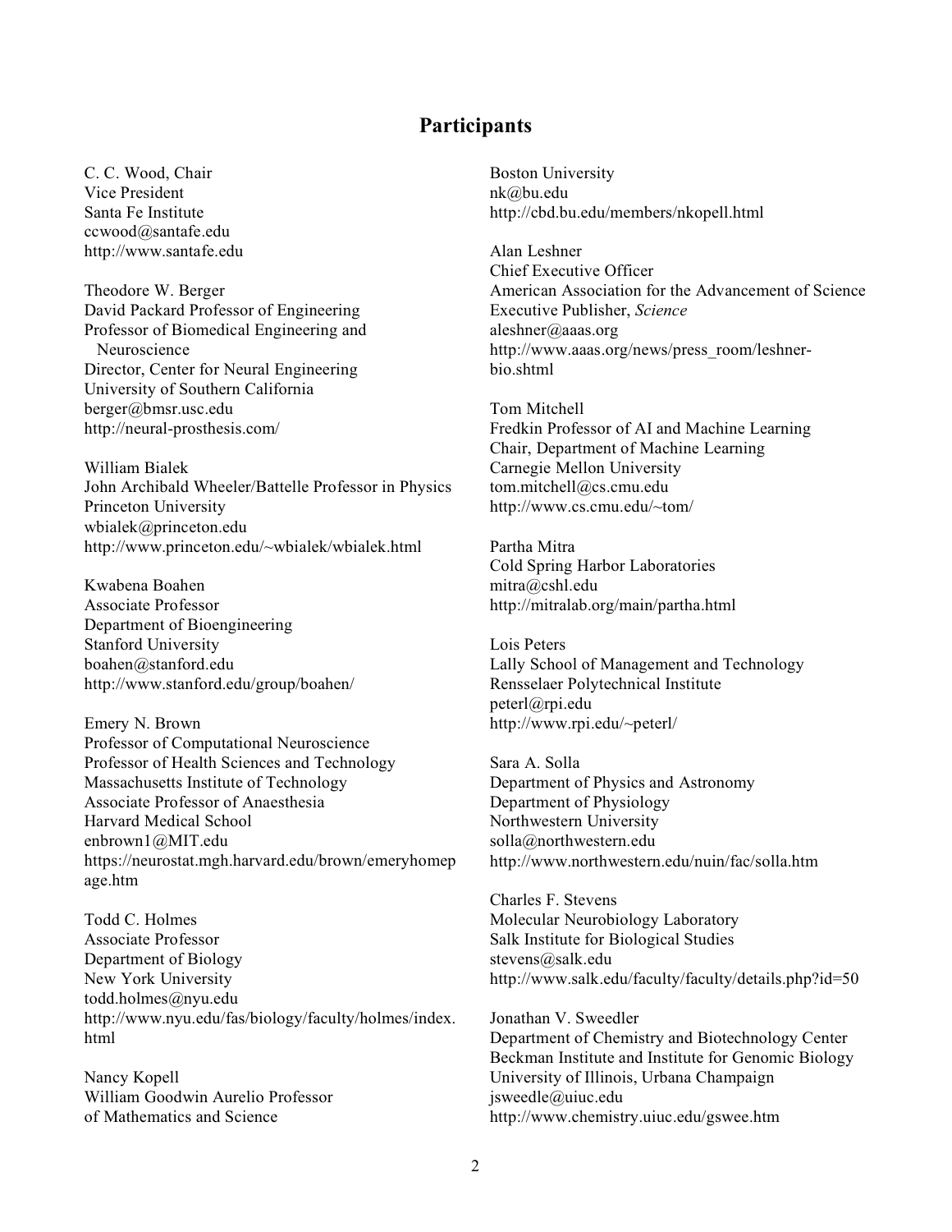## Participants

C. C. Wood, Chair
Vice President
Santa Fe Institute
ccwood@santafe.edu
http://www.santafe.edu

Theodore W. Berger
David Packard Professor of Engineering
Professor of Biomedical Engineering and Neuroscience
Director, Center for Neural Engineering
University of Southern California
berger@bmsr.usc.edu
http://neural-prosthesis.com/

William Bialek
John Archibald Wheeler/Battelle Professor in Physics
Princeton University
wbialek@princeton.edu
http://www.princeton.edu/~wbialek/wbialek.html

Kwabena Boahen
Associate Professor
Department of Bioengineering
Stanford University
boahen@stanford.edu
http://www.stanford.edu/group/boahen/

Emery N. Brown
Professor of Computational Neuroscience
Professor of Health Sciences and Technology
Massachusetts Institute of Technology
Associate Professor of Anaesthesia
Harvard Medical School
enbrown1@MIT.edu
https://neurostat.mgh.harvard.edu/brown/emeryhomepage.htm

Todd C. Holmes
Associate Professor
Department of Biology
New York University
todd.holmes@nyu.edu
http://www.nyu.edu/fas/biology/faculty/holmes/index.html

Nancy Kopell
William Goodwin Aurelio Professor of Mathematics and Science
Boston University
nk@bu.edu
http://cbd.bu.edu/members/nkopell.html

Alan Leshner
Chief Executive Officer
American Association for the Advancement of Science
Executive Publisher, *Science*
aleshner@aaas.org
http://www.aaas.org/news/press_room/leshner-bio.shtml

Tom Mitchell
Fredkin Professor of AI and Machine Learning
Chair, Department of Machine Learning
Carnegie Mellon University
tom.mitchell@cs.cmu.edu
http://www.cs.cmu.edu/~tom/

Partha Mitra
Cold Spring Harbor Laboratories
mitra@cshl.edu
http://mitralab.org/main/partha.html

Lois Peters
Lally School of Management and Technology
Rensselaer Polytechnical Institute
peterl@rpi.edu
http://www.rpi.edu/~peterl/

Sara A. Solla
Department of Physics and Astronomy
Department of Physiology
Northwestern University
solla@northwestern.edu
http://www.northwestern.edu/nuin/fac/solla.htm

Charles F. Stevens
Molecular Neurobiology Laboratory
Salk Institute for Biological Studies
stevens@salk.edu
http://www.salk.edu/faculty/faculty/details.php?id=50

Jonathan V. Sweedler
Department of Chemistry and Biotechnology Center
Beckman Institute and Institute for Genomic Biology
University of Illinois, Urbana Champaign
jsweedle@uiuc.edu
http://www.chemistry.uiuc.edu/gswee.htm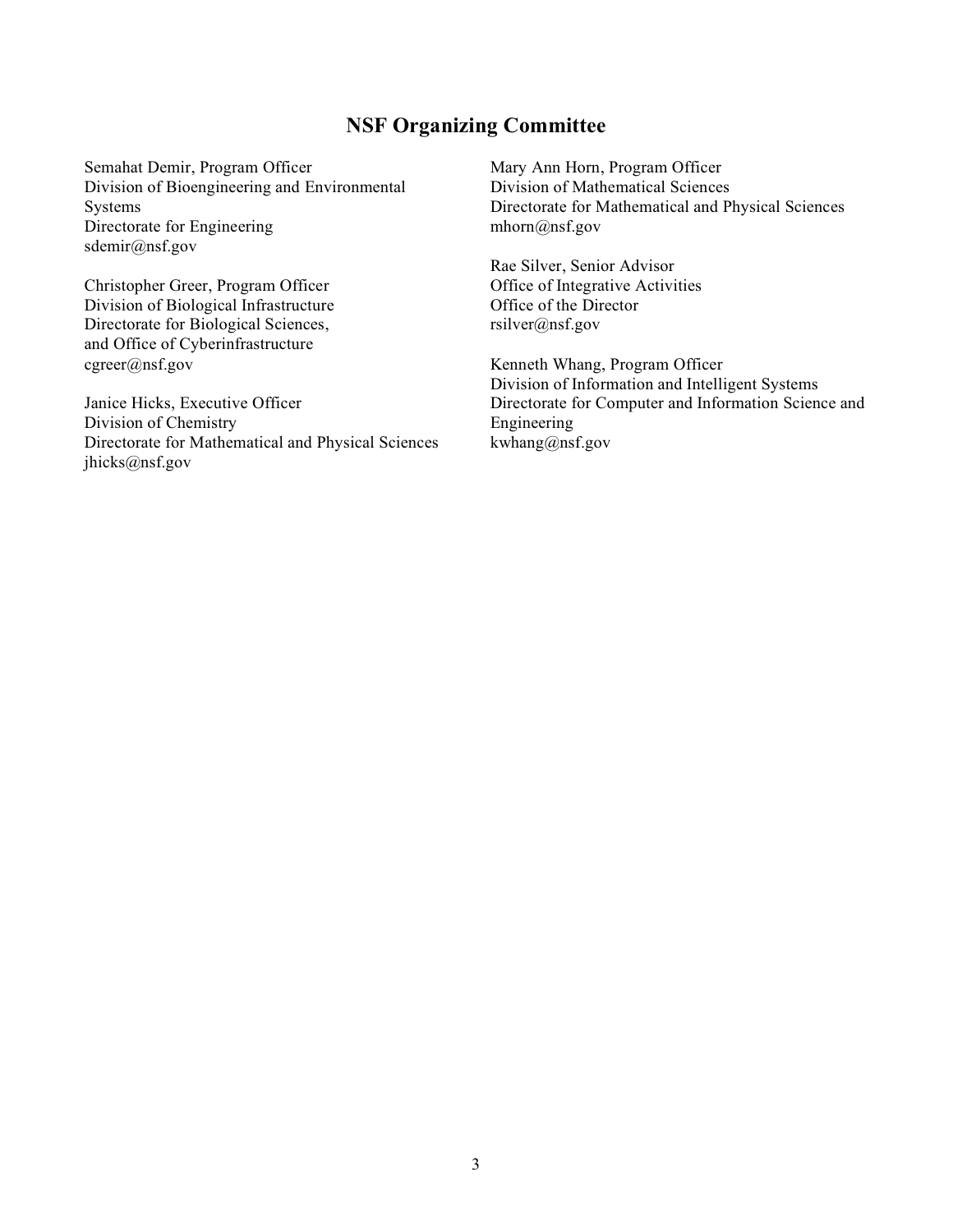## NSF Organizing Committee

Semahat Demir, Program Officer
Division of Bioengineering and Environmental Systems
Directorate for Engineering
sdemir@nsf.gov

Christopher Greer, Program Officer
Division of Biological Infrastructure
Directorate for Biological Sciences,
and Office of Cyberinfrastructure
cgreer@nsf.gov

Janice Hicks, Executive Officer
Division of Chemistry
Directorate for Mathematical and Physical Sciences
jhicks@nsf.gov

Mary Ann Horn, Program Officer
Division of Mathematical Sciences
Directorate for Mathematical and Physical Sciences
mhorn@nsf.gov

Rae Silver, Senior Advisor
Office of Integrative Activities
Office of the Director
rsilver@nsf.gov

Kenneth Whang, Program Officer
Division of Information and Intelligent Systems
Directorate for Computer and Information Science and Engineering
kwhang@nsf.gov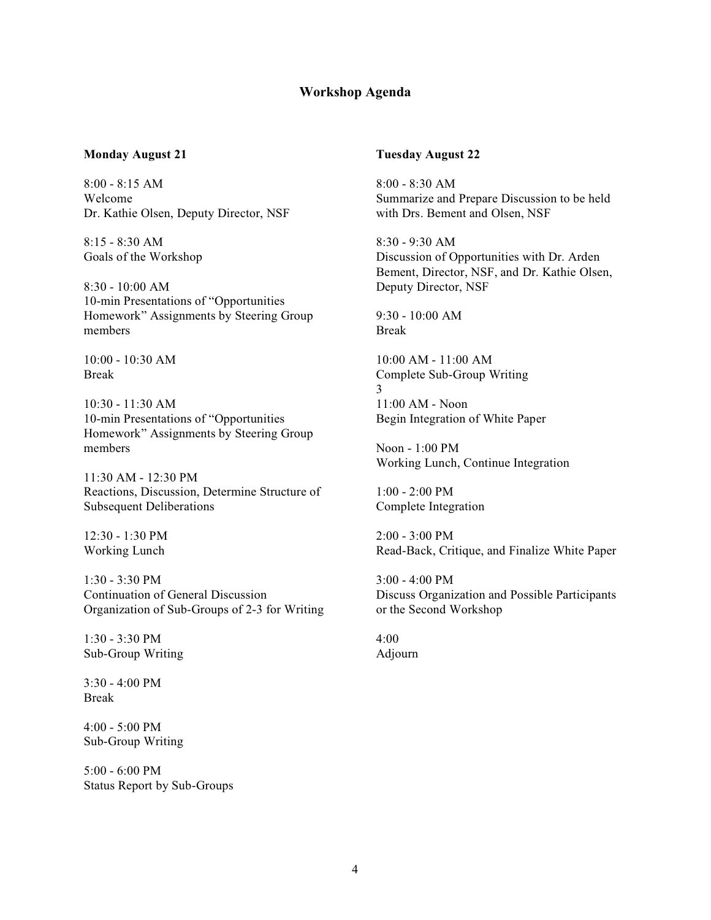# Workshop Agenda

### Monday August 21

8:00 - 8:15 AM
Welcome
Dr. Kathie Olsen, Deputy Director, NSF

8:15 - 8:30 AM
Goals of the Workshop

8:30 - 10:00 AM
10-min Presentations of "Opportunities Homework" Assignments by Steering Group members

10:00 - 10:30 AM
Break

10:30 - 11:30 AM
10-min Presentations of "Opportunities Homework" Assignments by Steering Group members

11:30 AM - 12:30 PM
Reactions, Discussion, Determine Structure of Subsequent Deliberations

12:30 - 1:30 PM
Working Lunch

1:30 - 3:30 PM
Continuation of General Discussion
Organization of Sub-Groups of 2-3 for Writing

1:30 - 3:30 PM
Sub-Group Writing

3:30 - 4:00 PM
Break

4:00 - 5:00 PM
Sub-Group Writing

5:00 - 6:00 PM
Status Report by Sub-Groups

### Tuesday August 22

8:00 - 8:30 AM
Summarize and Prepare Discussion to be held with Drs. Bement and Olsen, NSF

8:30 - 9:30 AM
Discussion of Opportunities with Dr. Arden Bement, Director, NSF, and Dr. Kathie Olsen, Deputy Director, NSF

9:30 - 10:00 AM
Break

10:00 AM - 11:00 AM
Complete Sub-Group Writing
3
11:00 AM - Noon
Begin Integration of White Paper

Noon - 1:00 PM
Working Lunch, Continue Integration

1:00 - 2:00 PM
Complete Integration

2:00 - 3:00 PM
Read-Back, Critique, and Finalize White Paper

3:00 - 4:00 PM
Discuss Organization and Possible Participants or the Second Workshop

4:00
Adjourn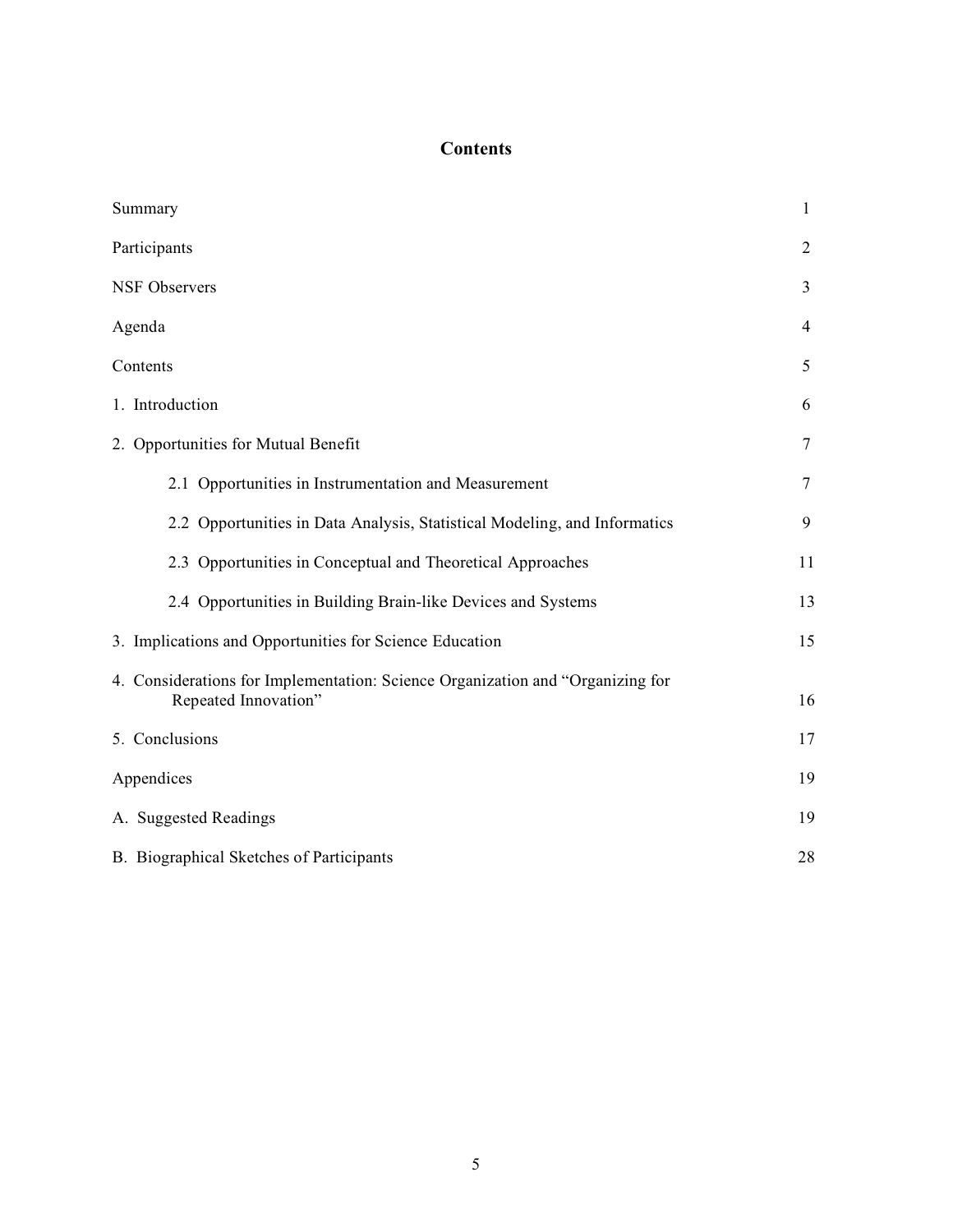# Contents

| | |
|---|---|
| Summary | 1 |
| Participants | 2 |
| NSF Observers | 3 |
| Agenda | 4 |
| Contents | 5 |
| 1. Introduction | 6 |
| 2. Opportunities for Mutual Benefit | 7 |
| 2.1 Opportunities in Instrumentation and Measurement | 7 |
| 2.2 Opportunities in Data Analysis, Statistical Modeling, and Informatics | 9 |
| 2.3 Opportunities in Conceptual and Theoretical Approaches | 11 |
| 2.4 Opportunities in Building Brain-like Devices and Systems | 13 |
| 3. Implications and Opportunities for Science Education | 15 |
| 4. Considerations for Implementation: Science Organization and "Organizing for Repeated Innovation" | 16 |
| 5. Conclusions | 17 |
| Appendices | 19 |
| A. Suggested Readings | 19 |
| B. Biographical Sketches of Participants | 28 |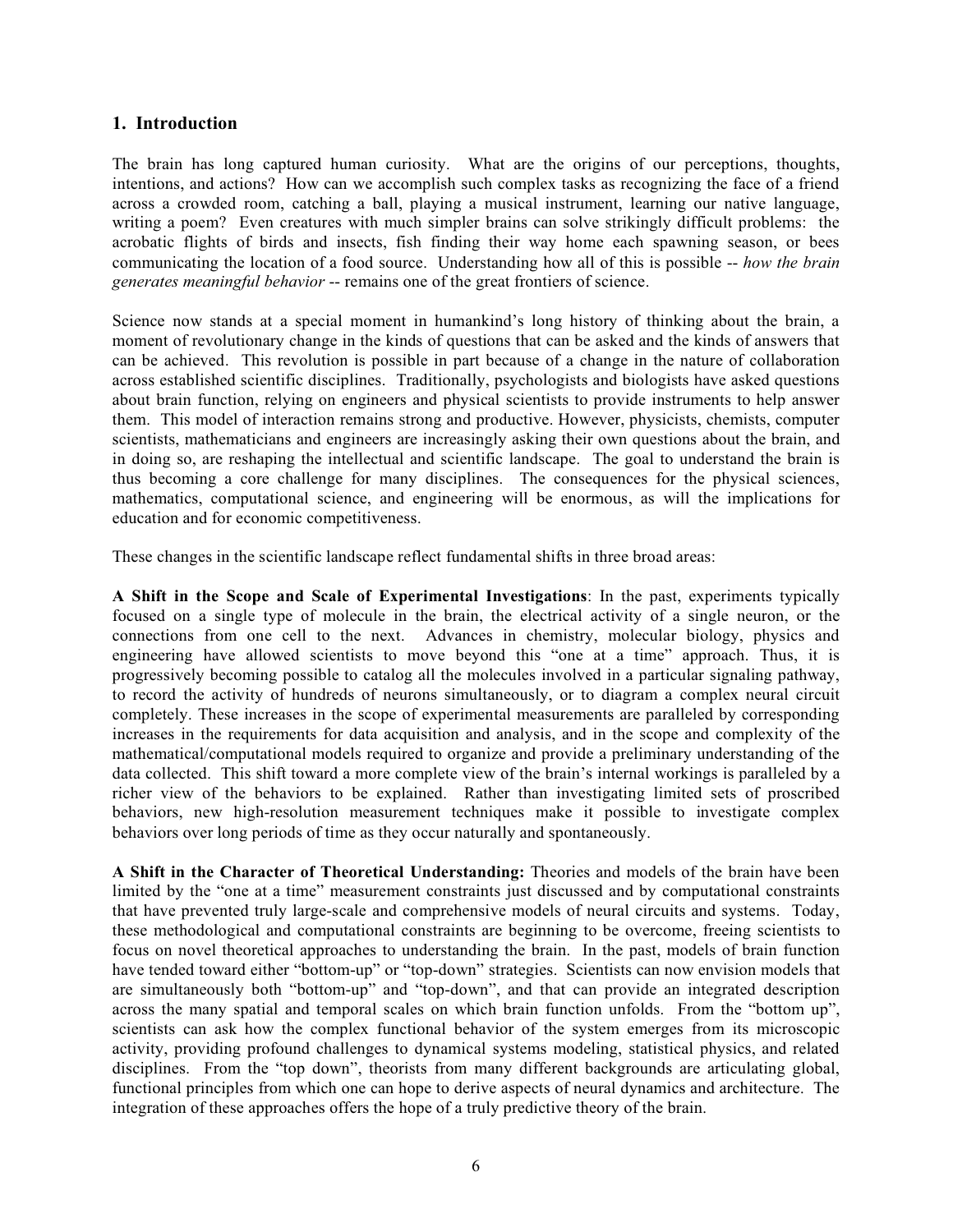## 1. Introduction

The brain has long captured human curiosity. What are the origins of our perceptions, thoughts, intentions, and actions? How can we accomplish such complex tasks as recognizing the face of a friend across a crowded room, catching a ball, playing a musical instrument, learning our native language, writing a poem? Even creatures with much simpler brains can solve strikingly difficult problems: the acrobatic flights of birds and insects, fish finding their way home each spawning season, or bees communicating the location of a food source. Understanding how all of this is possible -- *how the brain generates meaningful behavior* -- remains one of the great frontiers of science.

Science now stands at a special moment in humankind's long history of thinking about the brain, a moment of revolutionary change in the kinds of questions that can be asked and the kinds of answers that can be achieved. This revolution is possible in part because of a change in the nature of collaboration across established scientific disciplines. Traditionally, psychologists and biologists have asked questions about brain function, relying on engineers and physical scientists to provide instruments to help answer them. This model of interaction remains strong and productive. However, physicists, chemists, computer scientists, mathematicians and engineers are increasingly asking their own questions about the brain, and in doing so, are reshaping the intellectual and scientific landscape. The goal to understand the brain is thus becoming a core challenge for many disciplines. The consequences for the physical sciences, mathematics, computational science, and engineering will be enormous, as will the implications for education and for economic competitiveness.

These changes in the scientific landscape reflect fundamental shifts in three broad areas:

**A Shift in the Scope and Scale of Experimental Investigations**: In the past, experiments typically focused on a single type of molecule in the brain, the electrical activity of a single neuron, or the connections from one cell to the next. Advances in chemistry, molecular biology, physics and engineering have allowed scientists to move beyond this "one at a time" approach. Thus, it is progressively becoming possible to catalog all the molecules involved in a particular signaling pathway, to record the activity of hundreds of neurons simultaneously, or to diagram a complex neural circuit completely. These increases in the scope of experimental measurements are paralleled by corresponding increases in the requirements for data acquisition and analysis, and in the scope and complexity of the mathematical/computational models required to organize and provide a preliminary understanding of the data collected. This shift toward a more complete view of the brain's internal workings is paralleled by a richer view of the behaviors to be explained. Rather than investigating limited sets of proscribed behaviors, new high-resolution measurement techniques make it possible to investigate complex behaviors over long periods of time as they occur naturally and spontaneously.

**A Shift in the Character of Theoretical Understanding:** Theories and models of the brain have been limited by the "one at a time" measurement constraints just discussed and by computational constraints that have prevented truly large-scale and comprehensive models of neural circuits and systems. Today, these methodological and computational constraints are beginning to be overcome, freeing scientists to focus on novel theoretical approaches to understanding the brain. In the past, models of brain function have tended toward either "bottom-up" or "top-down" strategies. Scientists can now envision models that are simultaneously both "bottom-up" and "top-down", and that can provide an integrated description across the many spatial and temporal scales on which brain function unfolds. From the "bottom up", scientists can ask how the complex functional behavior of the system emerges from its microscopic activity, providing profound challenges to dynamical systems modeling, statistical physics, and related disciplines. From the "top down", theorists from many different backgrounds are articulating global, functional principles from which one can hope to derive aspects of neural dynamics and architecture. The integration of these approaches offers the hope of a truly predictive theory of the brain.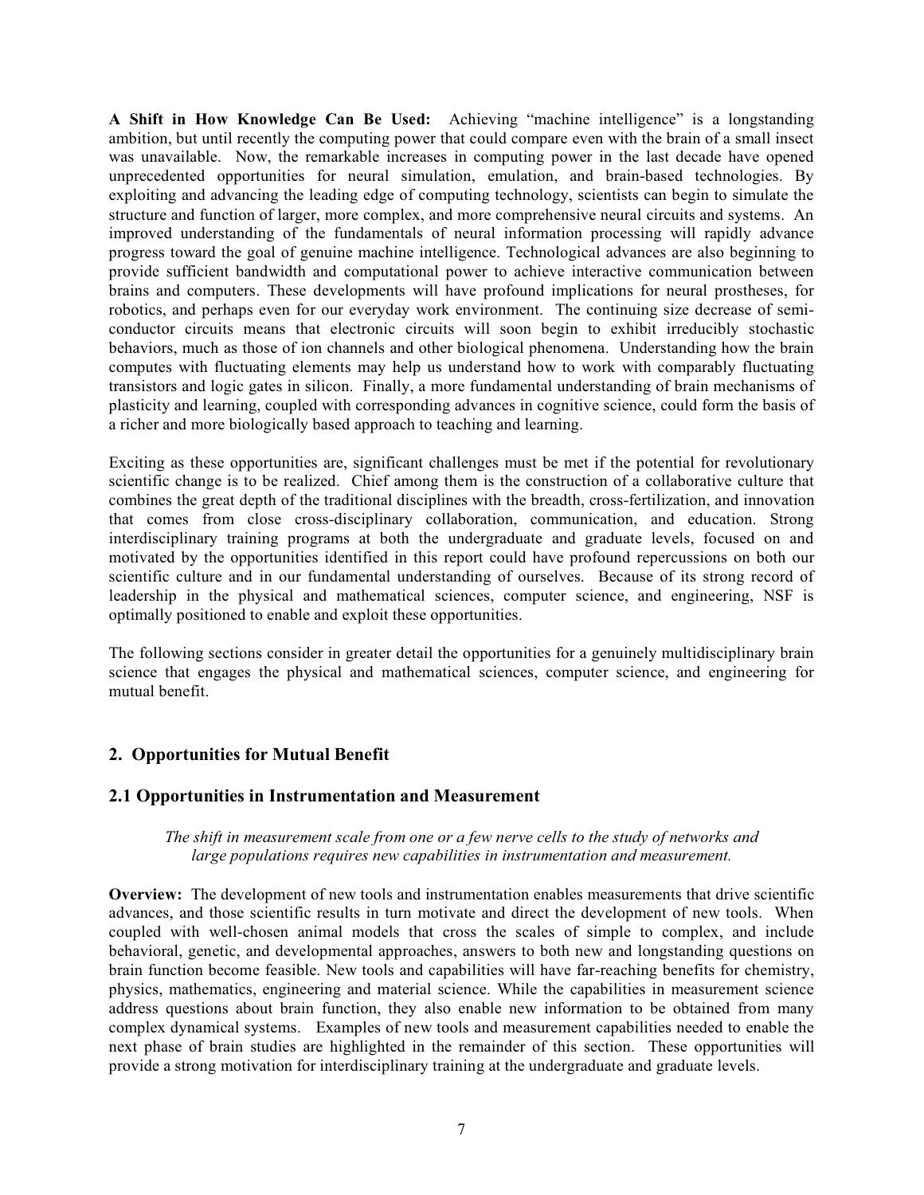**A Shift in How Knowledge Can Be Used:** Achieving "machine intelligence" is a longstanding ambition, but until recently the computing power that could compare even with the brain of a small insect was unavailable. Now, the remarkable increases in computing power in the last decade have opened unprecedented opportunities for neural simulation, emulation, and brain-based technologies. By exploiting and advancing the leading edge of computing technology, scientists can begin to simulate the structure and function of larger, more complex, and more comprehensive neural circuits and systems. An improved understanding of the fundamentals of neural information processing will rapidly advance progress toward the goal of genuine machine intelligence. Technological advances are also beginning to provide sufficient bandwidth and computational power to achieve interactive communication between brains and computers. These developments will have profound implications for neural prostheses, for robotics, and perhaps even for our everyday work environment. The continuing size decrease of semi-conductor circuits means that electronic circuits will soon begin to exhibit irreducibly stochastic behaviors, much as those of ion channels and other biological phenomena. Understanding how the brain computes with fluctuating elements may help us understand how to work with comparably fluctuating transistors and logic gates in silicon. Finally, a more fundamental understanding of brain mechanisms of plasticity and learning, coupled with corresponding advances in cognitive science, could form the basis of a richer and more biologically based approach to teaching and learning.

Exciting as these opportunities are, significant challenges must be met if the potential for revolutionary scientific change is to be realized. Chief among them is the construction of a collaborative culture that combines the great depth of the traditional disciplines with the breadth, cross-fertilization, and innovation that comes from close cross-disciplinary collaboration, communication, and education. Strong interdisciplinary training programs at both the undergraduate and graduate levels, focused on and motivated by the opportunities identified in this report could have profound repercussions on both our scientific culture and in our fundamental understanding of ourselves. Because of its strong record of leadership in the physical and mathematical sciences, computer science, and engineering, NSF is optimally positioned to enable and exploit these opportunities.

The following sections consider in greater detail the opportunities for a genuinely multidisciplinary brain science that engages the physical and mathematical sciences, computer science, and engineering for mutual benefit.

## 2. Opportunities for Mutual Benefit

### 2.1 Opportunities in Instrumentation and Measurement

*The shift in measurement scale from one or a few nerve cells to the study of networks and large populations requires new capabilities in instrumentation and measurement.*

**Overview:** The development of new tools and instrumentation enables measurements that drive scientific advances, and those scientific results in turn motivate and direct the development of new tools. When coupled with well-chosen animal models that cross the scales of simple to complex, and include behavioral, genetic, and developmental approaches, answers to both new and longstanding questions on brain function become feasible. New tools and capabilities will have far-reaching benefits for chemistry, physics, mathematics, engineering and material science. While the capabilities in measurement science address questions about brain function, they also enable new information to be obtained from many complex dynamical systems. Examples of new tools and measurement capabilities needed to enable the next phase of brain studies are highlighted in the remainder of this section. These opportunities will provide a strong motivation for interdisciplinary training at the undergraduate and graduate levels.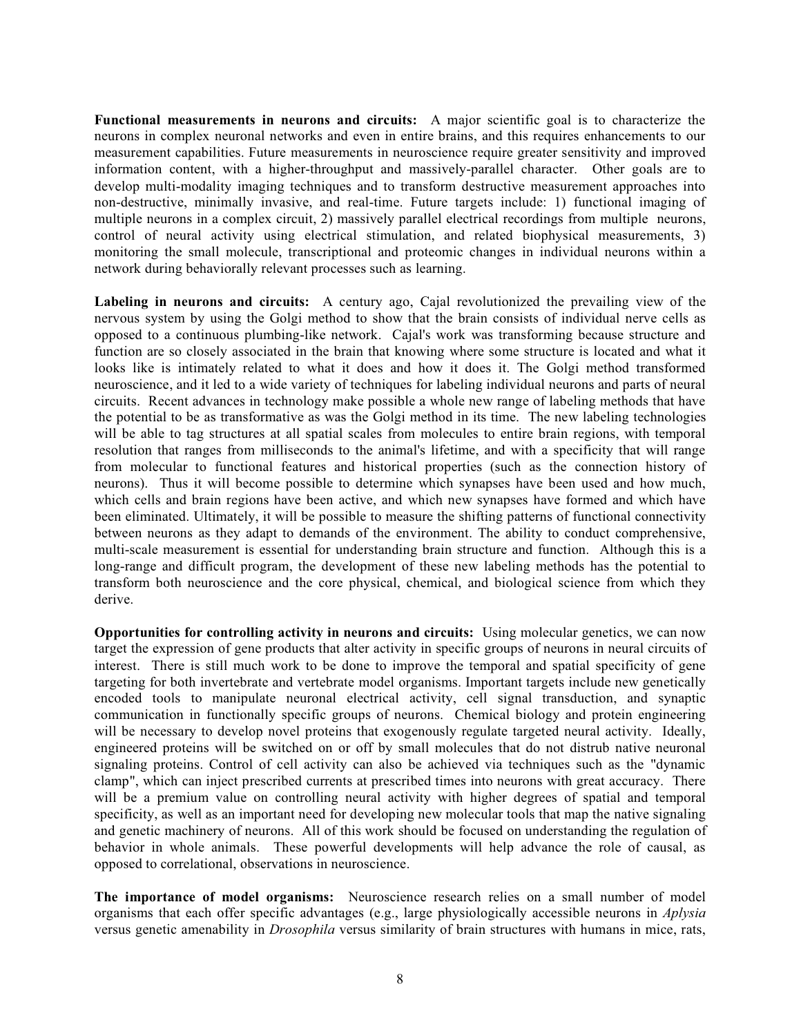**Functional measurements in neurons and circuits:** A major scientific goal is to characterize the neurons in complex neuronal networks and even in entire brains, and this requires enhancements to our measurement capabilities. Future measurements in neuroscience require greater sensitivity and improved information content, with a higher-throughput and massively-parallel character. Other goals are to develop multi-modality imaging techniques and to transform destructive measurement approaches into non-destructive, minimally invasive, and real-time. Future targets include: 1) functional imaging of multiple neurons in a complex circuit, 2) massively parallel electrical recordings from multiple neurons, control of neural activity using electrical stimulation, and related biophysical measurements, 3) monitoring the small molecule, transcriptional and proteomic changes in individual neurons within a network during behaviorally relevant processes such as learning.

**Labeling in neurons and circuits:** A century ago, Cajal revolutionized the prevailing view of the nervous system by using the Golgi method to show that the brain consists of individual nerve cells as opposed to a continuous plumbing-like network. Cajal's work was transforming because structure and function are so closely associated in the brain that knowing where some structure is located and what it looks like is intimately related to what it does and how it does it. The Golgi method transformed neuroscience, and it led to a wide variety of techniques for labeling individual neurons and parts of neural circuits. Recent advances in technology make possible a whole new range of labeling methods that have the potential to be as transformative as was the Golgi method in its time. The new labeling technologies will be able to tag structures at all spatial scales from molecules to entire brain regions, with temporal resolution that ranges from milliseconds to the animal's lifetime, and with a specificity that will range from molecular to functional features and historical properties (such as the connection history of neurons). Thus it will become possible to determine which synapses have been used and how much, which cells and brain regions have been active, and which new synapses have formed and which have been eliminated. Ultimately, it will be possible to measure the shifting patterns of functional connectivity between neurons as they adapt to demands of the environment. The ability to conduct comprehensive, multi-scale measurement is essential for understanding brain structure and function. Although this is a long-range and difficult program, the development of these new labeling methods has the potential to transform both neuroscience and the core physical, chemical, and biological science from which they derive.

**Opportunities for controlling activity in neurons and circuits:** Using molecular genetics, we can now target the expression of gene products that alter activity in specific groups of neurons in neural circuits of interest. There is still much work to be done to improve the temporal and spatial specificity of gene targeting for both invertebrate and vertebrate model organisms. Important targets include new genetically encoded tools to manipulate neuronal electrical activity, cell signal transduction, and synaptic communication in functionally specific groups of neurons. Chemical biology and protein engineering will be necessary to develop novel proteins that exogenously regulate targeted neural activity. Ideally, engineered proteins will be switched on or off by small molecules that do not distrub native neuronal signaling proteins. Control of cell activity can also be achieved via techniques such as the "dynamic clamp", which can inject prescribed currents at prescribed times into neurons with great accuracy. There will be a premium value on controlling neural activity with higher degrees of spatial and temporal specificity, as well as an important need for developing new molecular tools that map the native signaling and genetic machinery of neurons. All of this work should be focused on understanding the regulation of behavior in whole animals. These powerful developments will help advance the role of causal, as opposed to correlational, observations in neuroscience.

**The importance of model organisms:** Neuroscience research relies on a small number of model organisms that each offer specific advantages (e.g., large physiologically accessible neurons in *Aplysia* versus genetic amenability in *Drosophila* versus similarity of brain structures with humans in mice, rats,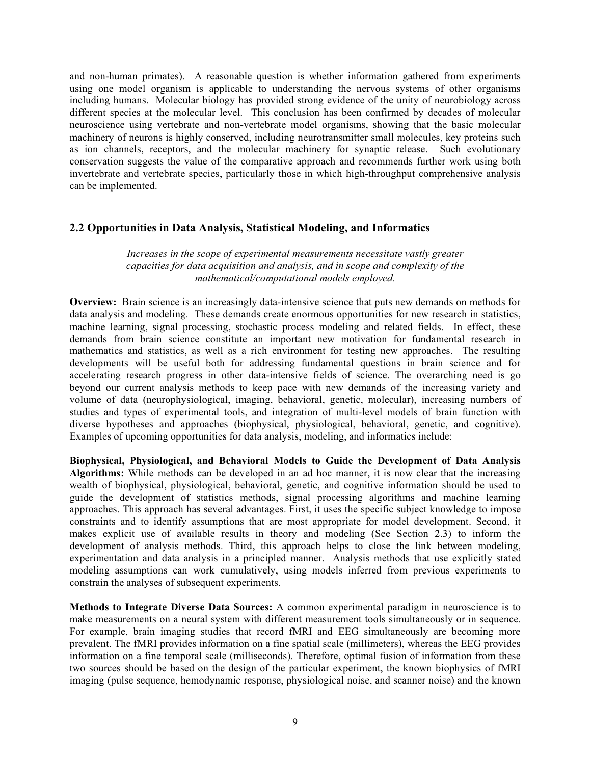and non-human primates). A reasonable question is whether information gathered from experiments using one model organism is applicable to understanding the nervous systems of other organisms including humans. Molecular biology has provided strong evidence of the unity of neurobiology across different species at the molecular level. This conclusion has been confirmed by decades of molecular neuroscience using vertebrate and non-vertebrate model organisms, showing that the basic molecular machinery of neurons is highly conserved, including neurotransmitter small molecules, key proteins such as ion channels, receptors, and the molecular machinery for synaptic release. Such evolutionary conservation suggests the value of the comparative approach and recommends further work using both invertebrate and vertebrate species, particularly those in which high-throughput comprehensive analysis can be implemented.

## 2.2 Opportunities in Data Analysis, Statistical Modeling, and Informatics

*Increases in the scope of experimental measurements necessitate vastly greater capacities for data acquisition and analysis, and in scope and complexity of the mathematical/computational models employed.*

**Overview:** Brain science is an increasingly data-intensive science that puts new demands on methods for data analysis and modeling. These demands create enormous opportunities for new research in statistics, machine learning, signal processing, stochastic process modeling and related fields. In effect, these demands from brain science constitute an important new motivation for fundamental research in mathematics and statistics, as well as a rich environment for testing new approaches. The resulting developments will be useful both for addressing fundamental questions in brain science and for accelerating research progress in other data-intensive fields of science. The overarching need is go beyond our current analysis methods to keep pace with new demands of the increasing variety and volume of data (neurophysiological, imaging, behavioral, genetic, molecular), increasing numbers of studies and types of experimental tools, and integration of multi-level models of brain function with diverse hypotheses and approaches (biophysical, physiological, behavioral, genetic, and cognitive). Examples of upcoming opportunities for data analysis, modeling, and informatics include:

**Biophysical, Physiological, and Behavioral Models to Guide the Development of Data Analysis Algorithms:** While methods can be developed in an ad hoc manner, it is now clear that the increasing wealth of biophysical, physiological, behavioral, genetic, and cognitive information should be used to guide the development of statistics methods, signal processing algorithms and machine learning approaches. This approach has several advantages. First, it uses the specific subject knowledge to impose constraints and to identify assumptions that are most appropriate for model development. Second, it makes explicit use of available results in theory and modeling (See Section 2.3) to inform the development of analysis methods. Third, this approach helps to close the link between modeling, experimentation and data analysis in a principled manner. Analysis methods that use explicitly stated modeling assumptions can work cumulatively, using models inferred from previous experiments to constrain the analyses of subsequent experiments.

**Methods to Integrate Diverse Data Sources:** A common experimental paradigm in neuroscience is to make measurements on a neural system with different measurement tools simultaneously or in sequence. For example, brain imaging studies that record fMRI and EEG simultaneously are becoming more prevalent. The fMRI provides information on a fine spatial scale (millimeters), whereas the EEG provides information on a fine temporal scale (milliseconds). Therefore, optimal fusion of information from these two sources should be based on the design of the particular experiment, the known biophysics of fMRI imaging (pulse sequence, hemodynamic response, physiological noise, and scanner noise) and the known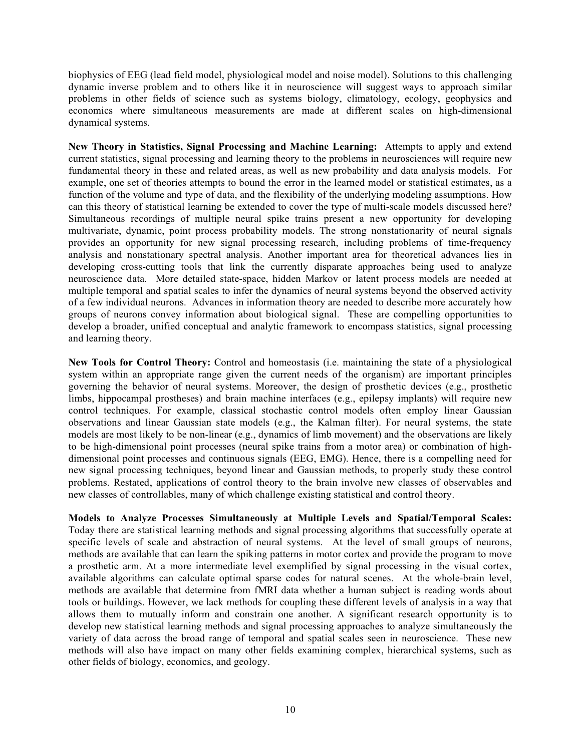biophysics of EEG (lead field model, physiological model and noise model). Solutions to this challenging dynamic inverse problem and to others like it in neuroscience will suggest ways to approach similar problems in other fields of science such as systems biology, climatology, ecology, geophysics and economics where simultaneous measurements are made at different scales on high-dimensional dynamical systems.

**New Theory in Statistics, Signal Processing and Machine Learning:** Attempts to apply and extend current statistics, signal processing and learning theory to the problems in neurosciences will require new fundamental theory in these and related areas, as well as new probability and data analysis models. For example, one set of theories attempts to bound the error in the learned model or statistical estimates, as a function of the volume and type of data, and the flexibility of the underlying modeling assumptions. How can this theory of statistical learning be extended to cover the type of multi-scale models discussed here? Simultaneous recordings of multiple neural spike trains present a new opportunity for developing multivariate, dynamic, point process probability models. The strong nonstationarity of neural signals provides an opportunity for new signal processing research, including problems of time-frequency analysis and nonstationary spectral analysis. Another important area for theoretical advances lies in developing cross-cutting tools that link the currently disparate approaches being used to analyze neuroscience data. More detailed state-space, hidden Markov or latent process models are needed at multiple temporal and spatial scales to infer the dynamics of neural systems beyond the observed activity of a few individual neurons. Advances in information theory are needed to describe more accurately how groups of neurons convey information about biological signal. These are compelling opportunities to develop a broader, unified conceptual and analytic framework to encompass statistics, signal processing and learning theory.

**New Tools for Control Theory:** Control and homeostasis (i.e. maintaining the state of a physiological system within an appropriate range given the current needs of the organism) are important principles governing the behavior of neural systems. Moreover, the design of prosthetic devices (e.g., prosthetic limbs, hippocampal prostheses) and brain machine interfaces (e.g., epilepsy implants) will require new control techniques. For example, classical stochastic control models often employ linear Gaussian observations and linear Gaussian state models (e.g., the Kalman filter). For neural systems, the state models are most likely to be non-linear (e.g., dynamics of limb movement) and the observations are likely to be high-dimensional point processes (neural spike trains from a motor area) or combination of high-dimensional point processes and continuous signals (EEG, EMG). Hence, there is a compelling need for new signal processing techniques, beyond linear and Gaussian methods, to properly study these control problems. Restated, applications of control theory to the brain involve new classes of observables and new classes of controllables, many of which challenge existing statistical and control theory.

**Models to Analyze Processes Simultaneously at Multiple Levels and Spatial/Temporal Scales:** Today there are statistical learning methods and signal processing algorithms that successfully operate at specific levels of scale and abstraction of neural systems. At the level of small groups of neurons, methods are available that can learn the spiking patterns in motor cortex and provide the program to move a prosthetic arm. At a more intermediate level exemplified by signal processing in the visual cortex, available algorithms can calculate optimal sparse codes for natural scenes. At the whole-brain level, methods are available that determine from fMRI data whether a human subject is reading words about tools or buildings. However, we lack methods for coupling these different levels of analysis in a way that allows them to mutually inform and constrain one another. A significant research opportunity is to develop new statistical learning methods and signal processing approaches to analyze simultaneously the variety of data across the broad range of temporal and spatial scales seen in neuroscience. These new methods will also have impact on many other fields examining complex, hierarchical systems, such as other fields of biology, economics, and geology.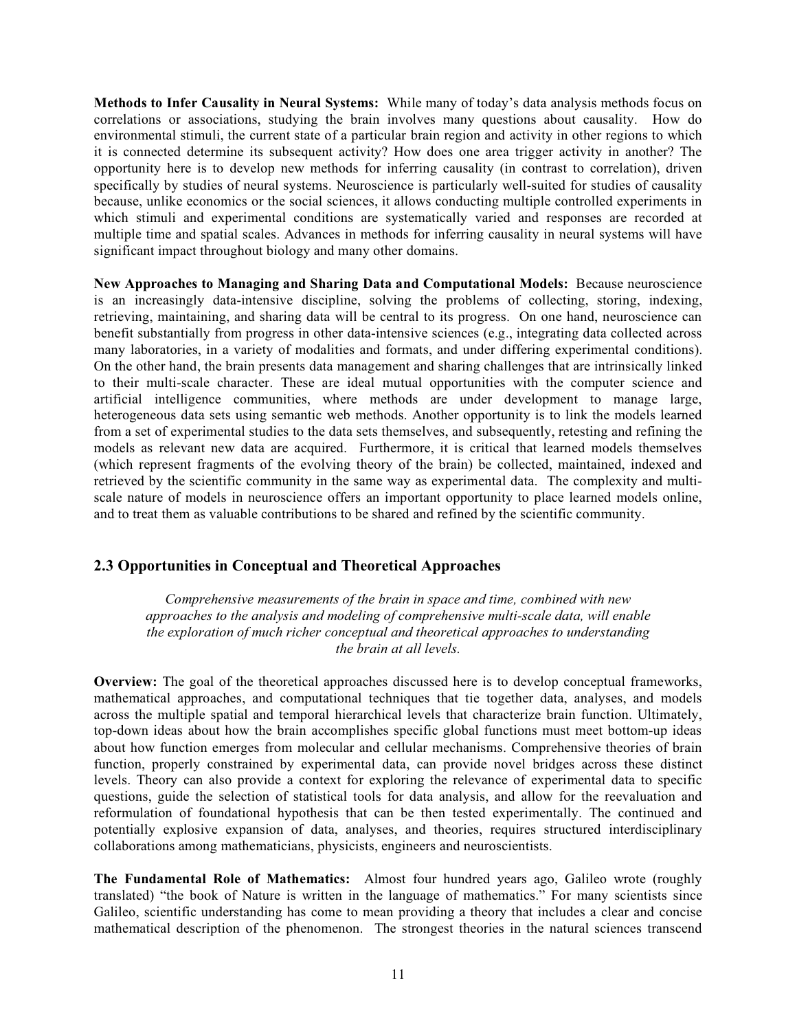**Methods to Infer Causality in Neural Systems:** While many of today's data analysis methods focus on correlations or associations, studying the brain involves many questions about causality. How do environmental stimuli, the current state of a particular brain region and activity in other regions to which it is connected determine its subsequent activity? How does one area trigger activity in another? The opportunity here is to develop new methods for inferring causality (in contrast to correlation), driven specifically by studies of neural systems. Neuroscience is particularly well-suited for studies of causality because, unlike economics or the social sciences, it allows conducting multiple controlled experiments in which stimuli and experimental conditions are systematically varied and responses are recorded at multiple time and spatial scales. Advances in methods for inferring causality in neural systems will have significant impact throughout biology and many other domains.

**New Approaches to Managing and Sharing Data and Computational Models:** Because neuroscience is an increasingly data-intensive discipline, solving the problems of collecting, storing, indexing, retrieving, maintaining, and sharing data will be central to its progress. On one hand, neuroscience can benefit substantially from progress in other data-intensive sciences (e.g., integrating data collected across many laboratories, in a variety of modalities and formats, and under differing experimental conditions). On the other hand, the brain presents data management and sharing challenges that are intrinsically linked to their multi-scale character. These are ideal mutual opportunities with the computer science and artificial intelligence communities, where methods are under development to manage large, heterogeneous data sets using semantic web methods. Another opportunity is to link the models learned from a set of experimental studies to the data sets themselves, and subsequently, retesting and refining the models as relevant new data are acquired. Furthermore, it is critical that learned models themselves (which represent fragments of the evolving theory of the brain) be collected, maintained, indexed and retrieved by the scientific community in the same way as experimental data. The complexity and multi-scale nature of models in neuroscience offers an important opportunity to place learned models online, and to treat them as valuable contributions to be shared and refined by the scientific community.

## 2.3 Opportunities in Conceptual and Theoretical Approaches

*Comprehensive measurements of the brain in space and time, combined with new approaches to the analysis and modeling of comprehensive multi-scale data, will enable the exploration of much richer conceptual and theoretical approaches to understanding the brain at all levels.*

**Overview:** The goal of the theoretical approaches discussed here is to develop conceptual frameworks, mathematical approaches, and computational techniques that tie together data, analyses, and models across the multiple spatial and temporal hierarchical levels that characterize brain function. Ultimately, top-down ideas about how the brain accomplishes specific global functions must meet bottom-up ideas about how function emerges from molecular and cellular mechanisms. Comprehensive theories of brain function, properly constrained by experimental data, can provide novel bridges across these distinct levels. Theory can also provide a context for exploring the relevance of experimental data to specific questions, guide the selection of statistical tools for data analysis, and allow for the reevaluation and reformulation of foundational hypothesis that can be then tested experimentally. The continued and potentially explosive expansion of data, analyses, and theories, requires structured interdisciplinary collaborations among mathematicians, physicists, engineers and neuroscientists.

**The Fundamental Role of Mathematics:** Almost four hundred years ago, Galileo wrote (roughly translated) "the book of Nature is written in the language of mathematics." For many scientists since Galileo, scientific understanding has come to mean providing a theory that includes a clear and concise mathematical description of the phenomenon. The strongest theories in the natural sciences transcend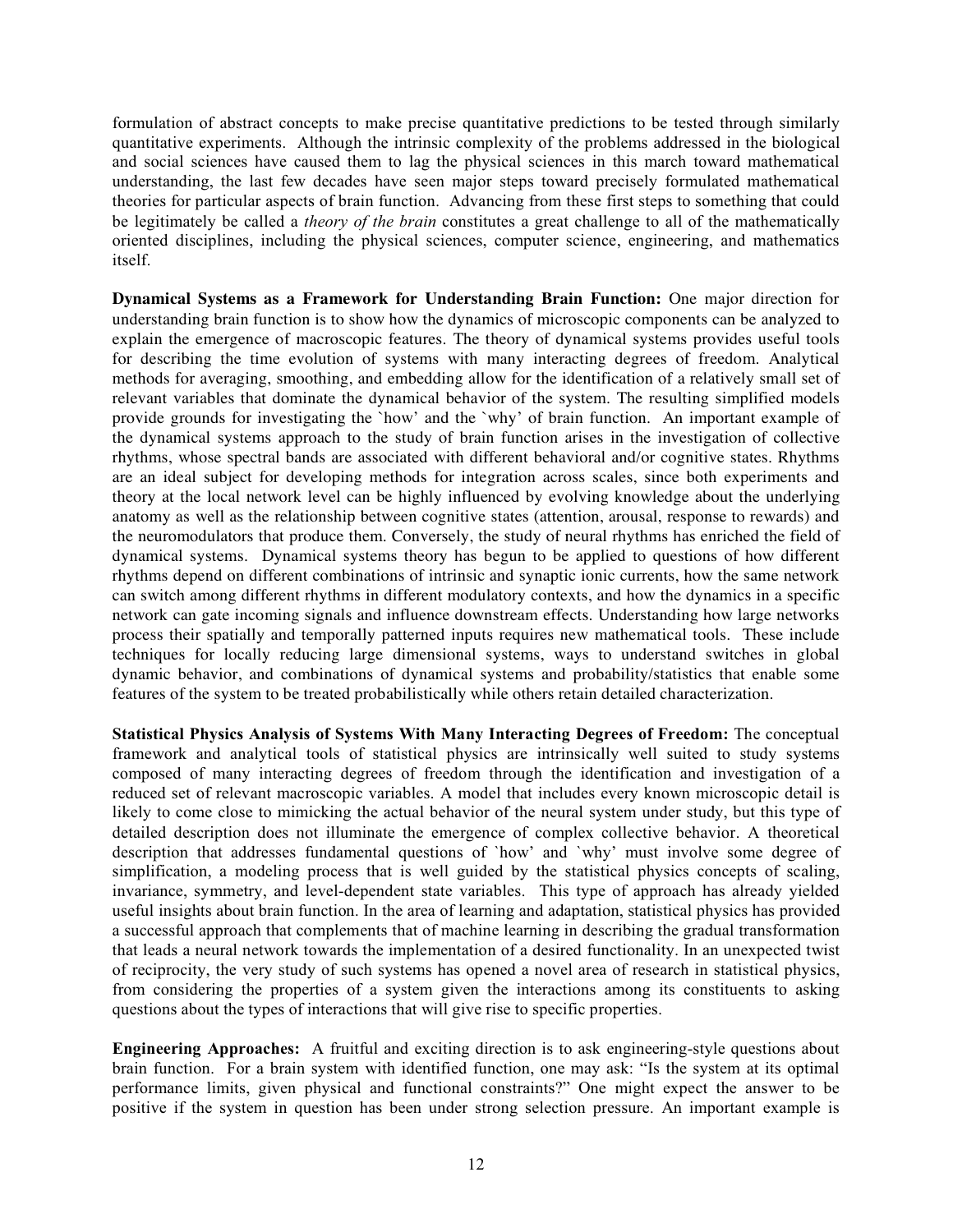formulation of abstract concepts to make precise quantitative predictions to be tested through similarly quantitative experiments. Although the intrinsic complexity of the problems addressed in the biological and social sciences have caused them to lag the physical sciences in this march toward mathematical understanding, the last few decades have seen major steps toward precisely formulated mathematical theories for particular aspects of brain function. Advancing from these first steps to something that could be legitimately be called a *theory of the brain* constitutes a great challenge to all of the mathematically oriented disciplines, including the physical sciences, computer science, engineering, and mathematics itself.

**Dynamical Systems as a Framework for Understanding Brain Function:** One major direction for understanding brain function is to show how the dynamics of microscopic components can be analyzed to explain the emergence of macroscopic features. The theory of dynamical systems provides useful tools for describing the time evolution of systems with many interacting degrees of freedom. Analytical methods for averaging, smoothing, and embedding allow for the identification of a relatively small set of relevant variables that dominate the dynamical behavior of the system. The resulting simplified models provide grounds for investigating the `how' and the `why' of brain function. An important example of the dynamical systems approach to the study of brain function arises in the investigation of collective rhythms, whose spectral bands are associated with different behavioral and/or cognitive states. Rhythms are an ideal subject for developing methods for integration across scales, since both experiments and theory at the local network level can be highly influenced by evolving knowledge about the underlying anatomy as well as the relationship between cognitive states (attention, arousal, response to rewards) and the neuromodulators that produce them. Conversely, the study of neural rhythms has enriched the field of dynamical systems. Dynamical systems theory has begun to be applied to questions of how different rhythms depend on different combinations of intrinsic and synaptic ionic currents, how the same network can switch among different rhythms in different modulatory contexts, and how the dynamics in a specific network can gate incoming signals and influence downstream effects. Understanding how large networks process their spatially and temporally patterned inputs requires new mathematical tools. These include techniques for locally reducing large dimensional systems, ways to understand switches in global dynamic behavior, and combinations of dynamical systems and probability/statistics that enable some features of the system to be treated probabilistically while others retain detailed characterization.

**Statistical Physics Analysis of Systems With Many Interacting Degrees of Freedom:** The conceptual framework and analytical tools of statistical physics are intrinsically well suited to study systems composed of many interacting degrees of freedom through the identification and investigation of a reduced set of relevant macroscopic variables. A model that includes every known microscopic detail is likely to come close to mimicking the actual behavior of the neural system under study, but this type of detailed description does not illuminate the emergence of complex collective behavior. A theoretical description that addresses fundamental questions of `how' and `why' must involve some degree of simplification, a modeling process that is well guided by the statistical physics concepts of scaling, invariance, symmetry, and level-dependent state variables. This type of approach has already yielded useful insights about brain function. In the area of learning and adaptation, statistical physics has provided a successful approach that complements that of machine learning in describing the gradual transformation that leads a neural network towards the implementation of a desired functionality. In an unexpected twist of reciprocity, the very study of such systems has opened a novel area of research in statistical physics, from considering the properties of a system given the interactions among its constituents to asking questions about the types of interactions that will give rise to specific properties.

**Engineering Approaches:** A fruitful and exciting direction is to ask engineering-style questions about brain function. For a brain system with identified function, one may ask: "Is the system at its optimal performance limits, given physical and functional constraints?" One might expect the answer to be positive if the system in question has been under strong selection pressure. An important example is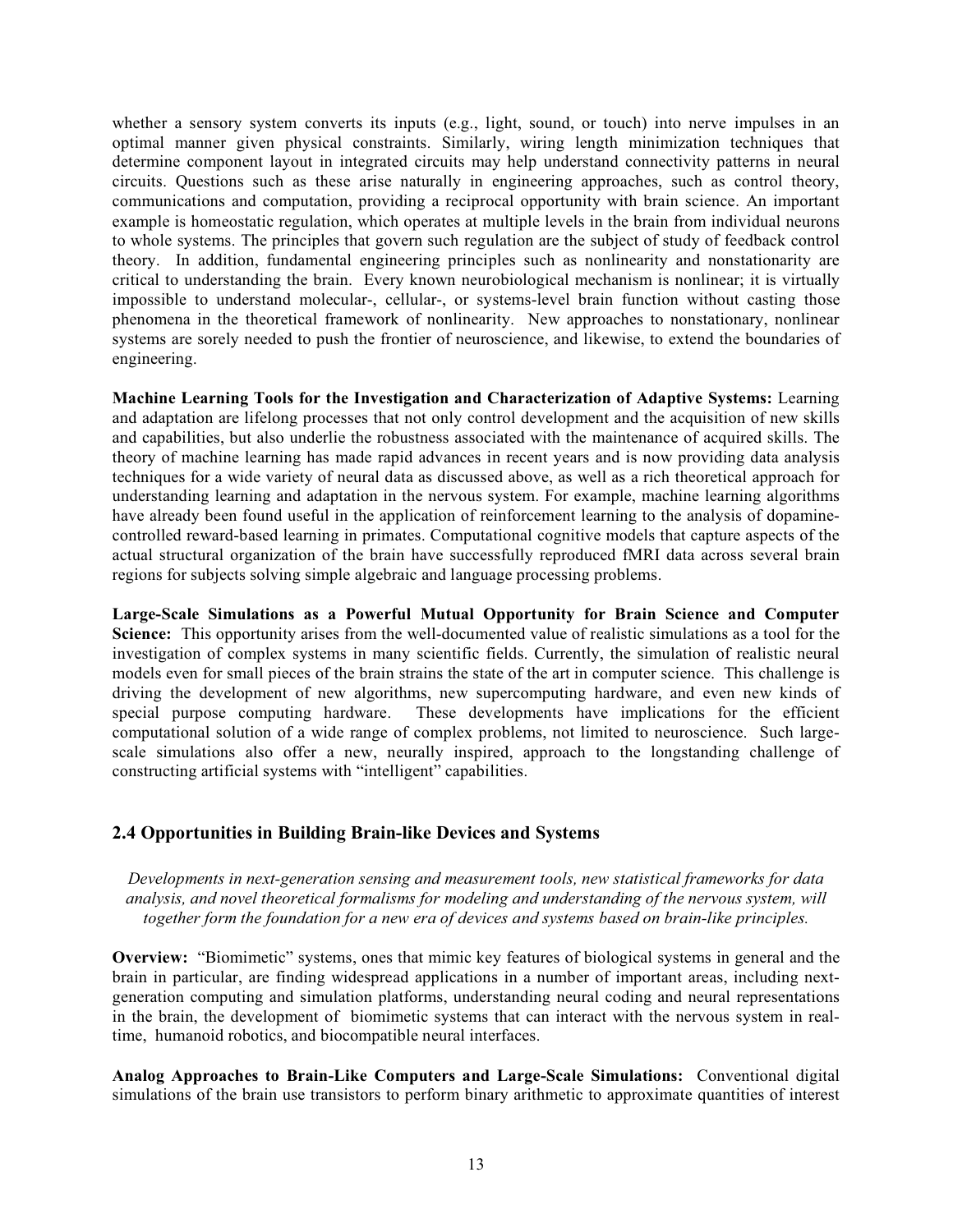whether a sensory system converts its inputs (e.g., light, sound, or touch) into nerve impulses in an optimal manner given physical constraints. Similarly, wiring length minimization techniques that determine component layout in integrated circuits may help understand connectivity patterns in neural circuits. Questions such as these arise naturally in engineering approaches, such as control theory, communications and computation, providing a reciprocal opportunity with brain science. An important example is homeostatic regulation, which operates at multiple levels in the brain from individual neurons to whole systems. The principles that govern such regulation are the subject of study of feedback control theory. In addition, fundamental engineering principles such as nonlinearity and nonstationarity are critical to understanding the brain. Every known neurobiological mechanism is nonlinear; it is virtually impossible to understand molecular-, cellular-, or systems-level brain function without casting those phenomena in the theoretical framework of nonlinearity. New approaches to nonstationary, nonlinear systems are sorely needed to push the frontier of neuroscience, and likewise, to extend the boundaries of engineering.

**Machine Learning Tools for the Investigation and Characterization of Adaptive Systems:** Learning and adaptation are lifelong processes that not only control development and the acquisition of new skills and capabilities, but also underlie the robustness associated with the maintenance of acquired skills. The theory of machine learning has made rapid advances in recent years and is now providing data analysis techniques for a wide variety of neural data as discussed above, as well as a rich theoretical approach for understanding learning and adaptation in the nervous system. For example, machine learning algorithms have already been found useful in the application of reinforcement learning to the analysis of dopamine-controlled reward-based learning in primates. Computational cognitive models that capture aspects of the actual structural organization of the brain have successfully reproduced fMRI data across several brain regions for subjects solving simple algebraic and language processing problems.

**Large-Scale Simulations as a Powerful Mutual Opportunity for Brain Science and Computer Science:** This opportunity arises from the well-documented value of realistic simulations as a tool for the investigation of complex systems in many scientific fields. Currently, the simulation of realistic neural models even for small pieces of the brain strains the state of the art in computer science. This challenge is driving the development of new algorithms, new supercomputing hardware, and even new kinds of special purpose computing hardware. These developments have implications for the efficient computational solution of a wide range of complex problems, not limited to neuroscience. Such large-scale simulations also offer a new, neurally inspired, approach to the longstanding challenge of constructing artificial systems with "intelligent" capabilities.

## 2.4 Opportunities in Building Brain-like Devices and Systems

*Developments in next-generation sensing and measurement tools, new statistical frameworks for data analysis, and novel theoretical formalisms for modeling and understanding of the nervous system, will together form the foundation for a new era of devices and systems based on brain-like principles.*

**Overview:** "Biomimetic" systems, ones that mimic key features of biological systems in general and the brain in particular, are finding widespread applications in a number of important areas, including next-generation computing and simulation platforms, understanding neural coding and neural representations in the brain, the development of biomimetic systems that can interact with the nervous system in real-time, humanoid robotics, and biocompatible neural interfaces.

**Analog Approaches to Brain-Like Computers and Large-Scale Simulations:** Conventional digital simulations of the brain use transistors to perform binary arithmetic to approximate quantities of interest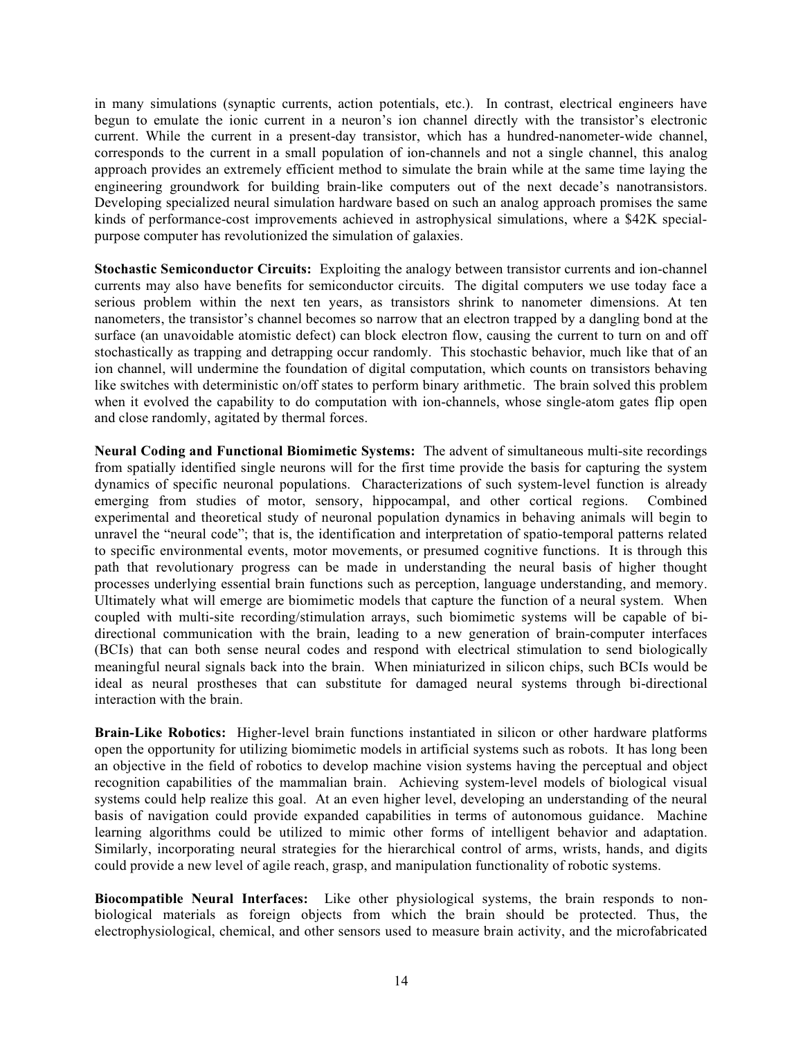in many simulations (synaptic currents, action potentials, etc.). In contrast, electrical engineers have begun to emulate the ionic current in a neuron's ion channel directly with the transistor's electronic current. While the current in a present-day transistor, which has a hundred-nanometer-wide channel, corresponds to the current in a small population of ion-channels and not a single channel, this analog approach provides an extremely efficient method to simulate the brain while at the same time laying the engineering groundwork for building brain-like computers out of the next decade's nanotransistors. Developing specialized neural simulation hardware based on such an analog approach promises the same kinds of performance-cost improvements achieved in astrophysical simulations, where a $42K special-purpose computer has revolutionized the simulation of galaxies.

**Stochastic Semiconductor Circuits:** Exploiting the analogy between transistor currents and ion-channel currents may also have benefits for semiconductor circuits. The digital computers we use today face a serious problem within the next ten years, as transistors shrink to nanometer dimensions. At ten nanometers, the transistor's channel becomes so narrow that an electron trapped by a dangling bond at the surface (an unavoidable atomistic defect) can block electron flow, causing the current to turn on and off stochastically as trapping and detrapping occur randomly. This stochastic behavior, much like that of an ion channel, will undermine the foundation of digital computation, which counts on transistors behaving like switches with deterministic on/off states to perform binary arithmetic. The brain solved this problem when it evolved the capability to do computation with ion-channels, whose single-atom gates flip open and close randomly, agitated by thermal forces.

**Neural Coding and Functional Biomimetic Systems:** The advent of simultaneous multi-site recordings from spatially identified single neurons will for the first time provide the basis for capturing the system dynamics of specific neuronal populations. Characterizations of such system-level function is already emerging from studies of motor, sensory, hippocampal, and other cortical regions. Combined experimental and theoretical study of neuronal population dynamics in behaving animals will begin to unravel the "neural code"; that is, the identification and interpretation of spatio-temporal patterns related to specific environmental events, motor movements, or presumed cognitive functions. It is through this path that revolutionary progress can be made in understanding the neural basis of higher thought processes underlying essential brain functions such as perception, language understanding, and memory. Ultimately what will emerge are biomimetic models that capture the function of a neural system. When coupled with multi-site recording/stimulation arrays, such biomimetic systems will be capable of bi-directional communication with the brain, leading to a new generation of brain-computer interfaces (BCIs) that can both sense neural codes and respond with electrical stimulation to send biologically meaningful neural signals back into the brain. When miniaturized in silicon chips, such BCIs would be ideal as neural prostheses that can substitute for damaged neural systems through bi-directional interaction with the brain.

**Brain-Like Robotics:** Higher-level brain functions instantiated in silicon or other hardware platforms open the opportunity for utilizing biomimetic models in artificial systems such as robots. It has long been an objective in the field of robotics to develop machine vision systems having the perceptual and object recognition capabilities of the mammalian brain. Achieving system-level models of biological visual systems could help realize this goal. At an even higher level, developing an understanding of the neural basis of navigation could provide expanded capabilities in terms of autonomous guidance. Machine learning algorithms could be utilized to mimic other forms of intelligent behavior and adaptation. Similarly, incorporating neural strategies for the hierarchical control of arms, wrists, hands, and digits could provide a new level of agile reach, grasp, and manipulation functionality of robotic systems.

**Biocompatible Neural Interfaces:** Like other physiological systems, the brain responds to non-biological materials as foreign objects from which the brain should be protected. Thus, the electrophysiological, chemical, and other sensors used to measure brain activity, and the microfabricated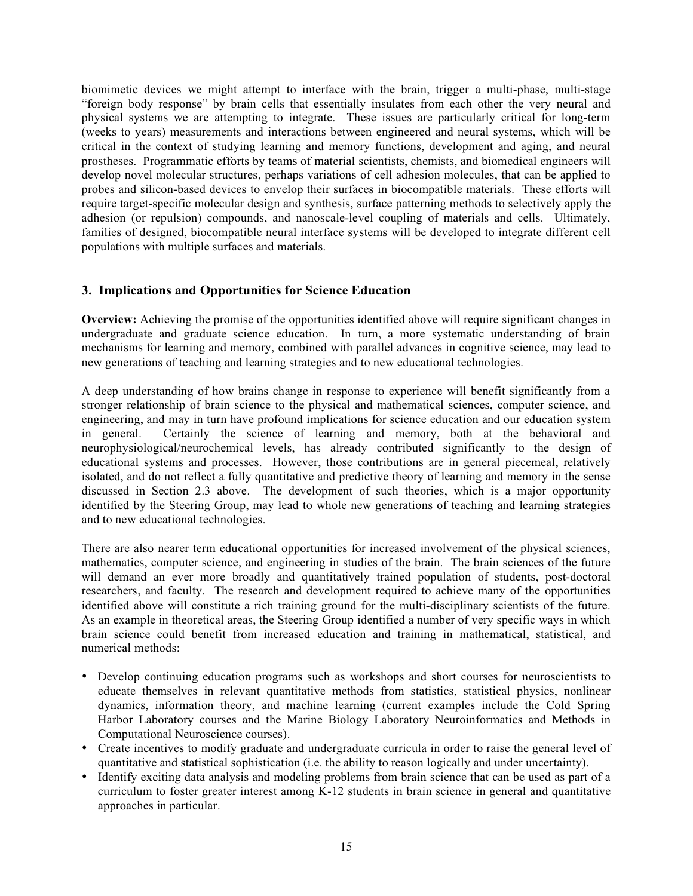biomimetic devices we might attempt to interface with the brain, trigger a multi-phase, multi-stage "foreign body response" by brain cells that essentially insulates from each other the very neural and physical systems we are attempting to integrate. These issues are particularly critical for long-term (weeks to years) measurements and interactions between engineered and neural systems, which will be critical in the context of studying learning and memory functions, development and aging, and neural prostheses. Programmatic efforts by teams of material scientists, chemists, and biomedical engineers will develop novel molecular structures, perhaps variations of cell adhesion molecules, that can be applied to probes and silicon-based devices to envelop their surfaces in biocompatible materials. These efforts will require target-specific molecular design and synthesis, surface patterning methods to selectively apply the adhesion (or repulsion) compounds, and nanoscale-level coupling of materials and cells. Ultimately, families of designed, biocompatible neural interface systems will be developed to integrate different cell populations with multiple surfaces and materials.

## 3. Implications and Opportunities for Science Education

**Overview:** Achieving the promise of the opportunities identified above will require significant changes in undergraduate and graduate science education. In turn, a more systematic understanding of brain mechanisms for learning and memory, combined with parallel advances in cognitive science, may lead to new generations of teaching and learning strategies and to new educational technologies.

A deep understanding of how brains change in response to experience will benefit significantly from a stronger relationship of brain science to the physical and mathematical sciences, computer science, and engineering, and may in turn have profound implications for science education and our education system in general. Certainly the science of learning and memory, both at the behavioral and neurophysiological/neurochemical levels, has already contributed significantly to the design of educational systems and processes. However, those contributions are in general piecemeal, relatively isolated, and do not reflect a fully quantitative and predictive theory of learning and memory in the sense discussed in Section 2.3 above. The development of such theories, which is a major opportunity identified by the Steering Group, may lead to whole new generations of teaching and learning strategies and to new educational technologies.

There are also nearer term educational opportunities for increased involvement of the physical sciences, mathematics, computer science, and engineering in studies of the brain. The brain sciences of the future will demand an ever more broadly and quantitatively trained population of students, post-doctoral researchers, and faculty. The research and development required to achieve many of the opportunities identified above will constitute a rich training ground for the multi-disciplinary scientists of the future. As an example in theoretical areas, the Steering Group identified a number of very specific ways in which brain science could benefit from increased education and training in mathematical, statistical, and numerical methods:

- Develop continuing education programs such as workshops and short courses for neuroscientists to educate themselves in relevant quantitative methods from statistics, statistical physics, nonlinear dynamics, information theory, and machine learning (current examples include the Cold Spring Harbor Laboratory courses and the Marine Biology Laboratory Neuroinformatics and Methods in Computational Neuroscience courses).
- Create incentives to modify graduate and undergraduate curricula in order to raise the general level of quantitative and statistical sophistication (i.e. the ability to reason logically and under uncertainty).
- Identify exciting data analysis and modeling problems from brain science that can be used as part of a curriculum to foster greater interest among K-12 students in brain science in general and quantitative approaches in particular.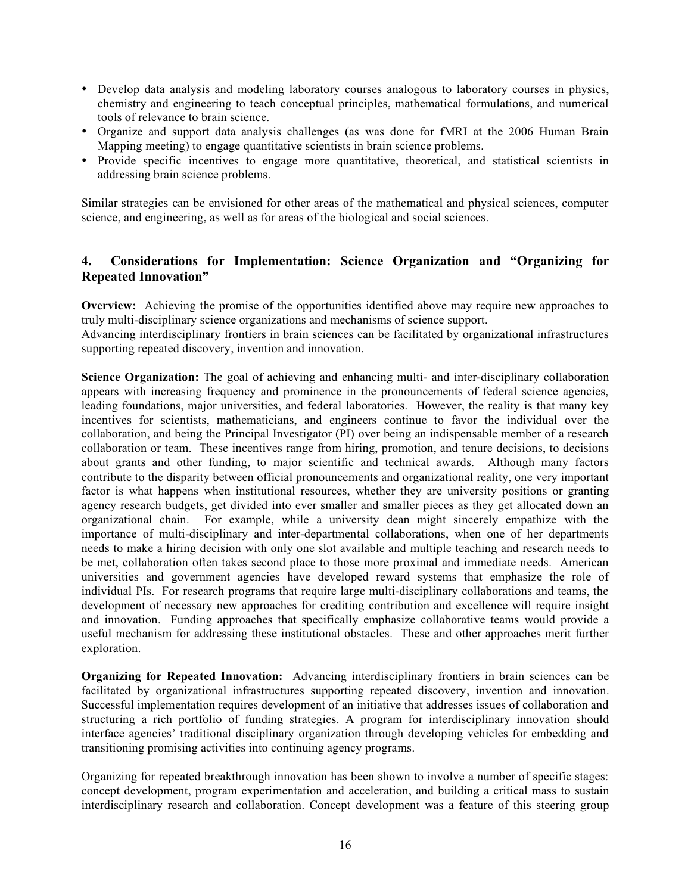- Develop data analysis and modeling laboratory courses analogous to laboratory courses in physics, chemistry and engineering to teach conceptual principles, mathematical formulations, and numerical tools of relevance to brain science.
- Organize and support data analysis challenges (as was done for fMRI at the 2006 Human Brain Mapping meeting) to engage quantitative scientists in brain science problems.
- Provide specific incentives to engage more quantitative, theoretical, and statistical scientists in addressing brain science problems.

Similar strategies can be envisioned for other areas of the mathematical and physical sciences, computer science, and engineering, as well as for areas of the biological and social sciences.

## 4. Considerations for Implementation: Science Organization and "Organizing for Repeated Innovation"

**Overview:** Achieving the promise of the opportunities identified above may require new approaches to truly multi-disciplinary science organizations and mechanisms of science support.
Advancing interdisciplinary frontiers in brain sciences can be facilitated by organizational infrastructures supporting repeated discovery, invention and innovation.

**Science Organization:** The goal of achieving and enhancing multi- and inter-disciplinary collaboration appears with increasing frequency and prominence in the pronouncements of federal science agencies, leading foundations, major universities, and federal laboratories. However, the reality is that many key incentives for scientists, mathematicians, and engineers continue to favor the individual over the collaboration, and being the Principal Investigator (PI) over being an indispensable member of a research collaboration or team. These incentives range from hiring, promotion, and tenure decisions, to decisions about grants and other funding, to major scientific and technical awards. Although many factors contribute to the disparity between official pronouncements and organizational reality, one very important factor is what happens when institutional resources, whether they are university positions or granting agency research budgets, get divided into ever smaller and smaller pieces as they get allocated down an organizational chain. For example, while a university dean might sincerely empathize with the importance of multi-disciplinary and inter-departmental collaborations, when one of her departments needs to make a hiring decision with only one slot available and multiple teaching and research needs to be met, collaboration often takes second place to those more proximal and immediate needs. American universities and government agencies have developed reward systems that emphasize the role of individual PIs. For research programs that require large multi-disciplinary collaborations and teams, the development of necessary new approaches for crediting contribution and excellence will require insight and innovation. Funding approaches that specifically emphasize collaborative teams would provide a useful mechanism for addressing these institutional obstacles. These and other approaches merit further exploration.

**Organizing for Repeated Innovation:** Advancing interdisciplinary frontiers in brain sciences can be facilitated by organizational infrastructures supporting repeated discovery, invention and innovation. Successful implementation requires development of an initiative that addresses issues of collaboration and structuring a rich portfolio of funding strategies. A program for interdisciplinary innovation should interface agencies' traditional disciplinary organization through developing vehicles for embedding and transitioning promising activities into continuing agency programs.

Organizing for repeated breakthrough innovation has been shown to involve a number of specific stages: concept development, program experimentation and acceleration, and building a critical mass to sustain interdisciplinary research and collaboration. Concept development was a feature of this steering group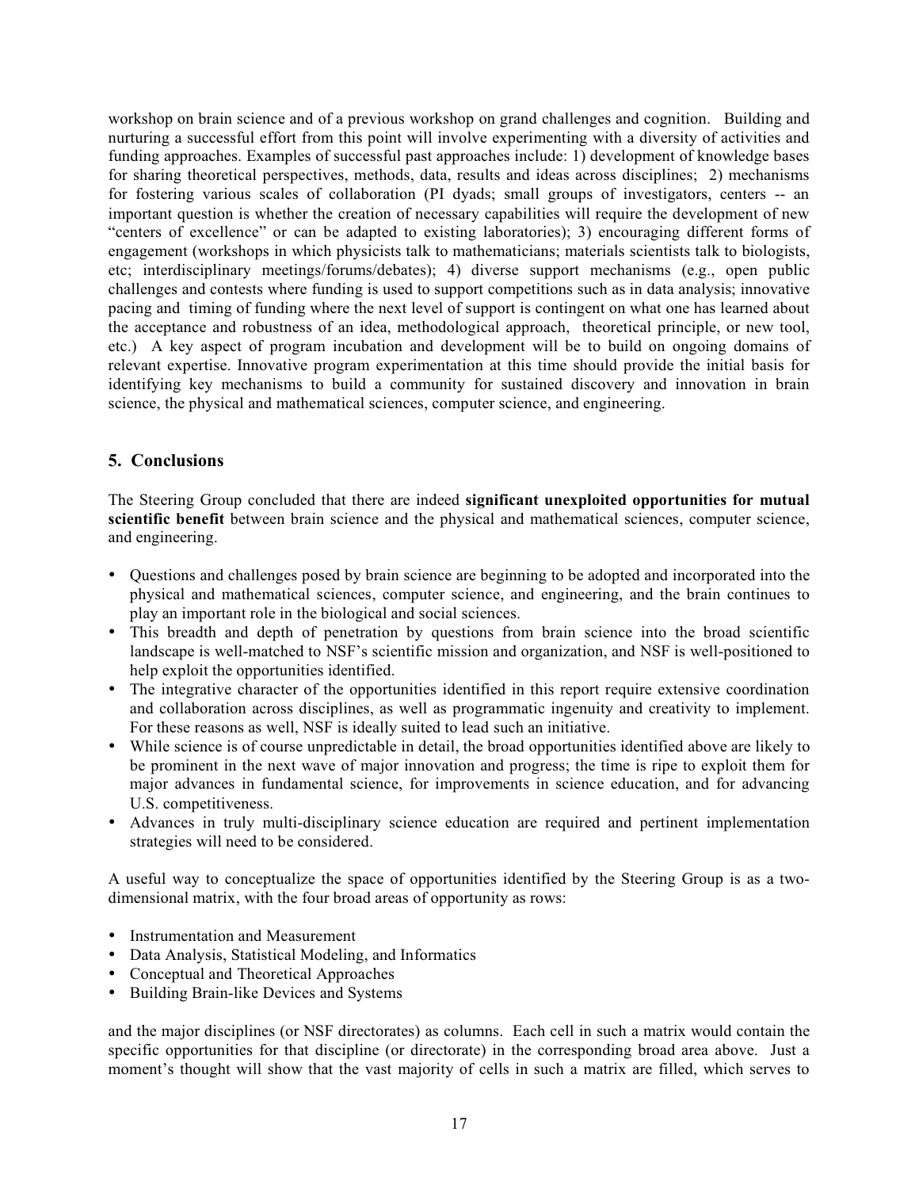workshop on brain science and of a previous workshop on grand challenges and cognition. Building and nurturing a successful effort from this point will involve experimenting with a diversity of activities and funding approaches. Examples of successful past approaches include: 1) development of knowledge bases for sharing theoretical perspectives, methods, data, results and ideas across disciplines; 2) mechanisms for fostering various scales of collaboration (PI dyads; small groups of investigators, centers -- an important question is whether the creation of necessary capabilities will require the development of new "centers of excellence" or can be adapted to existing laboratories); 3) encouraging different forms of engagement (workshops in which physicists talk to mathematicians; materials scientists talk to biologists, etc; interdisciplinary meetings/forums/debates); 4) diverse support mechanisms (e.g., open public challenges and contests where funding is used to support competitions such as in data analysis; innovative pacing and timing of funding where the next level of support is contingent on what one has learned about the acceptance and robustness of an idea, methodological approach, theoretical principle, or new tool, etc.) A key aspect of program incubation and development will be to build on ongoing domains of relevant expertise. Innovative program experimentation at this time should provide the initial basis for identifying key mechanisms to build a community for sustained discovery and innovation in brain science, the physical and mathematical sciences, computer science, and engineering.

## 5. Conclusions

The Steering Group concluded that there are indeed **significant unexploited opportunities for mutual scientific benefit** between brain science and the physical and mathematical sciences, computer science, and engineering.

- Questions and challenges posed by brain science are beginning to be adopted and incorporated into the physical and mathematical sciences, computer science, and engineering, and the brain continues to play an important role in the biological and social sciences.
- This breadth and depth of penetration by questions from brain science into the broad scientific landscape is well-matched to NSF's scientific mission and organization, and NSF is well-positioned to help exploit the opportunities identified.
- The integrative character of the opportunities identified in this report require extensive coordination and collaboration across disciplines, as well as programmatic ingenuity and creativity to implement. For these reasons as well, NSF is ideally suited to lead such an initiative.
- While science is of course unpredictable in detail, the broad opportunities identified above are likely to be prominent in the next wave of major innovation and progress; the time is ripe to exploit them for major advances in fundamental science, for improvements in science education, and for advancing U.S. competitiveness.
- Advances in truly multi-disciplinary science education are required and pertinent implementation strategies will need to be considered.

A useful way to conceptualize the space of opportunities identified by the Steering Group is as a two-dimensional matrix, with the four broad areas of opportunity as rows:

- Instrumentation and Measurement
- Data Analysis, Statistical Modeling, and Informatics
- Conceptual and Theoretical Approaches
- Building Brain-like Devices and Systems

and the major disciplines (or NSF directorates) as columns. Each cell in such a matrix would contain the specific opportunities for that discipline (or directorate) in the corresponding broad area above. Just a moment's thought will show that the vast majority of cells in such a matrix are filled, which serves to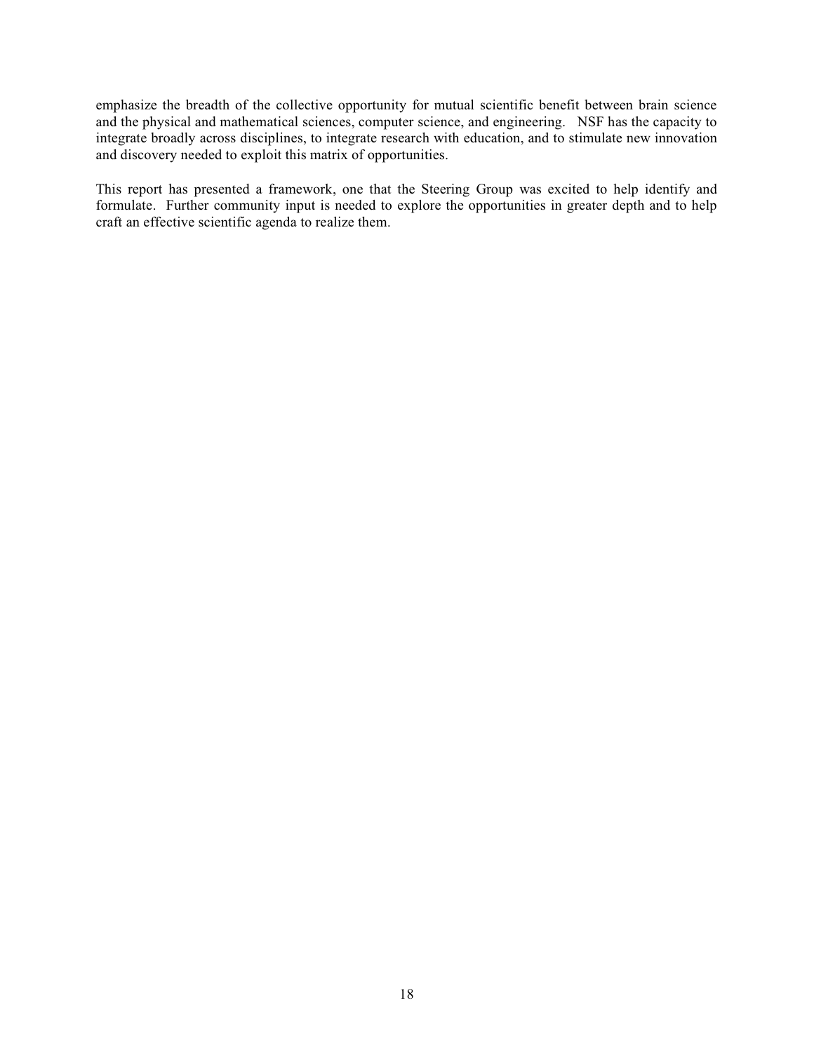emphasize the breadth of the collective opportunity for mutual scientific benefit between brain science and the physical and mathematical sciences, computer science, and engineering. NSF has the capacity to integrate broadly across disciplines, to integrate research with education, and to stimulate new innovation and discovery needed to exploit this matrix of opportunities.

This report has presented a framework, one that the Steering Group was excited to help identify and formulate. Further community input is needed to explore the opportunities in greater depth and to help craft an effective scientific agenda to realize them.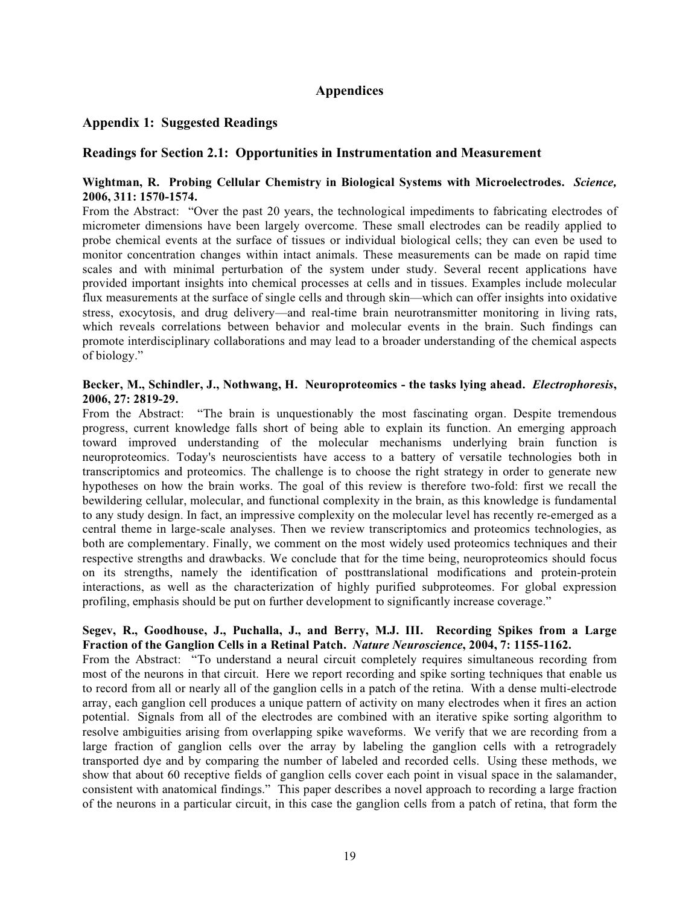# Appendices

## Appendix 1: Suggested Readings

### Readings for Section 2.1: Opportunities in Instrumentation and Measurement

**Wightman, R. Probing Cellular Chemistry in Biological Systems with Microelectrodes. *Science,* 2006, 311: 1570-1574.**

From the Abstract: "Over the past 20 years, the technological impediments to fabricating electrodes of micrometer dimensions have been largely overcome. These small electrodes can be readily applied to probe chemical events at the surface of tissues or individual biological cells; they can even be used to monitor concentration changes within intact animals. These measurements can be made on rapid time scales and with minimal perturbation of the system under study. Several recent applications have provided important insights into chemical processes at cells and in tissues. Examples include molecular flux measurements at the surface of single cells and through skin—which can offer insights into oxidative stress, exocytosis, and drug delivery—and real-time brain neurotransmitter monitoring in living rats, which reveals correlations between behavior and molecular events in the brain. Such findings can promote interdisciplinary collaborations and may lead to a broader understanding of the chemical aspects of biology."

**Becker, M., Schindler, J., Nothwang, H. Neuroproteomics - the tasks lying ahead. *Electrophoresis*, 2006, 27: 2819-29.**

From the Abstract: "The brain is unquestionably the most fascinating organ. Despite tremendous progress, current knowledge falls short of being able to explain its function. An emerging approach toward improved understanding of the molecular mechanisms underlying brain function is neuroproteomics. Today's neuroscientists have access to a battery of versatile technologies both in transcriptomics and proteomics. The challenge is to choose the right strategy in order to generate new hypotheses on how the brain works. The goal of this review is therefore two-fold: first we recall the bewildering cellular, molecular, and functional complexity in the brain, as this knowledge is fundamental to any study design. In fact, an impressive complexity on the molecular level has recently re-emerged as a central theme in large-scale analyses. Then we review transcriptomics and proteomics technologies, as both are complementary. Finally, we comment on the most widely used proteomics techniques and their respective strengths and drawbacks. We conclude that for the time being, neuroproteomics should focus on its strengths, namely the identification of posttranslational modifications and protein-protein interactions, as well as the characterization of highly purified subproteomes. For global expression profiling, emphasis should be put on further development to significantly increase coverage."

**Segev, R., Goodhouse, J., Puchalla, J., and Berry, M.J. III. Recording Spikes from a Large Fraction of the Ganglion Cells in a Retinal Patch. *Nature Neuroscience*, 2004, 7: 1155-1162.**

From the Abstract: "To understand a neural circuit completely requires simultaneous recording from most of the neurons in that circuit. Here we report recording and spike sorting techniques that enable us to record from all or nearly all of the ganglion cells in a patch of the retina. With a dense multi-electrode array, each ganglion cell produces a unique pattern of activity on many electrodes when it fires an action potential. Signals from all of the electrodes are combined with an iterative spike sorting algorithm to resolve ambiguities arising from overlapping spike waveforms. We verify that we are recording from a large fraction of ganglion cells over the array by labeling the ganglion cells with a retrogradely transported dye and by comparing the number of labeled and recorded cells. Using these methods, we show that about 60 receptive fields of ganglion cells cover each point in visual space in the salamander, consistent with anatomical findings." This paper describes a novel approach to recording a large fraction of the neurons in a particular circuit, in this case the ganglion cells from a patch of retina, that form the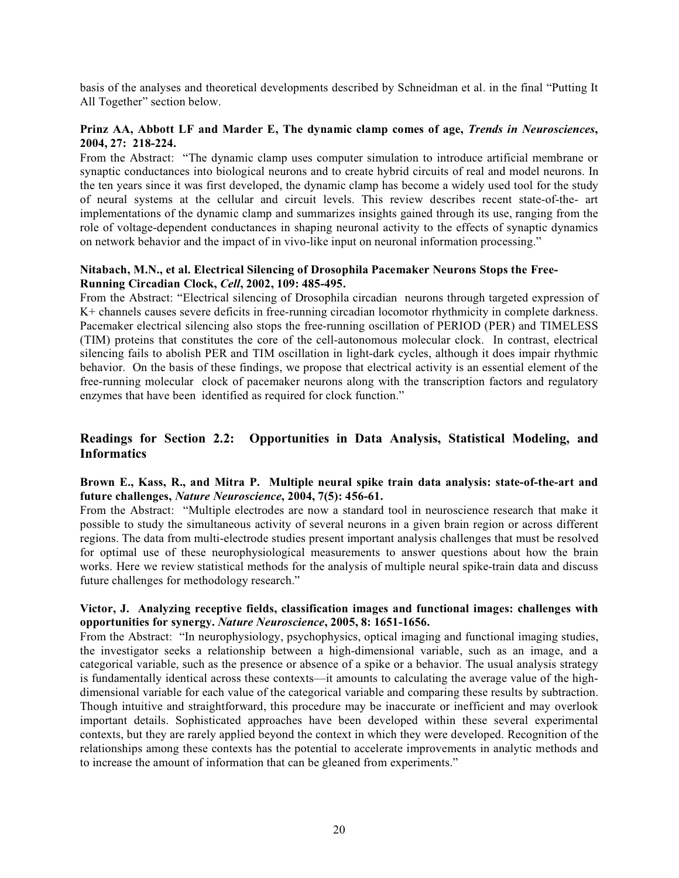basis of the analyses and theoretical developments described by Schneidman et al. in the final "Putting It All Together" section below.

**Prinz AA, Abbott LF and Marder E, The dynamic clamp comes of age, *Trends in Neurosciences*, 2004, 27: 218-224.**
From the Abstract: "The dynamic clamp uses computer simulation to introduce artificial membrane or synaptic conductances into biological neurons and to create hybrid circuits of real and model neurons. In the ten years since it was first developed, the dynamic clamp has become a widely used tool for the study of neural systems at the cellular and circuit levels. This review describes recent state-of-the- art implementations of the dynamic clamp and summarizes insights gained through its use, ranging from the role of voltage-dependent conductances in shaping neuronal activity to the effects of synaptic dynamics on network behavior and the impact of in vivo-like input on neuronal information processing."

**Nitabach, M.N., et al. Electrical Silencing of Drosophila Pacemaker Neurons Stops the Free-Running Circadian Clock, *Cell*, 2002, 109: 485-495.**
From the Abstract: "Electrical silencing of Drosophila circadian neurons through targeted expression of K+ channels causes severe deficits in free-running circadian locomotor rhythmicity in complete darkness. Pacemaker electrical silencing also stops the free-running oscillation of PERIOD (PER) and TIMELESS (TIM) proteins that constitutes the core of the cell-autonomous molecular clock. In contrast, electrical silencing fails to abolish PER and TIM oscillation in light-dark cycles, although it does impair rhythmic behavior. On the basis of these findings, we propose that electrical activity is an essential element of the free-running molecular clock of pacemaker neurons along with the transcription factors and regulatory enzymes that have been identified as required for clock function."

## Readings for Section 2.2: Opportunities in Data Analysis, Statistical Modeling, and Informatics

**Brown E., Kass, R., and Mitra P. Multiple neural spike train data analysis: state-of-the-art and future challenges, *Nature Neuroscience*, 2004, 7(5): 456-61.**
From the Abstract: "Multiple electrodes are now a standard tool in neuroscience research that make it possible to study the simultaneous activity of several neurons in a given brain region or across different regions. The data from multi-electrode studies present important analysis challenges that must be resolved for optimal use of these neurophysiological measurements to answer questions about how the brain works. Here we review statistical methods for the analysis of multiple neural spike-train data and discuss future challenges for methodology research."

**Victor, J. Analyzing receptive fields, classification images and functional images: challenges with opportunities for synergy. *Nature Neuroscience*, 2005, 8: 1651-1656.**
From the Abstract: "In neurophysiology, psychophysics, optical imaging and functional imaging studies, the investigator seeks a relationship between a high-dimensional variable, such as an image, and a categorical variable, such as the presence or absence of a spike or a behavior. The usual analysis strategy is fundamentally identical across these contexts—it amounts to calculating the average value of the high-dimensional variable for each value of the categorical variable and comparing these results by subtraction. Though intuitive and straightforward, this procedure may be inaccurate or inefficient and may overlook important details. Sophisticated approaches have been developed within these several experimental contexts, but they are rarely applied beyond the context in which they were developed. Recognition of the relationships among these contexts has the potential to accelerate improvements in analytic methods and to increase the amount of information that can be gleaned from experiments."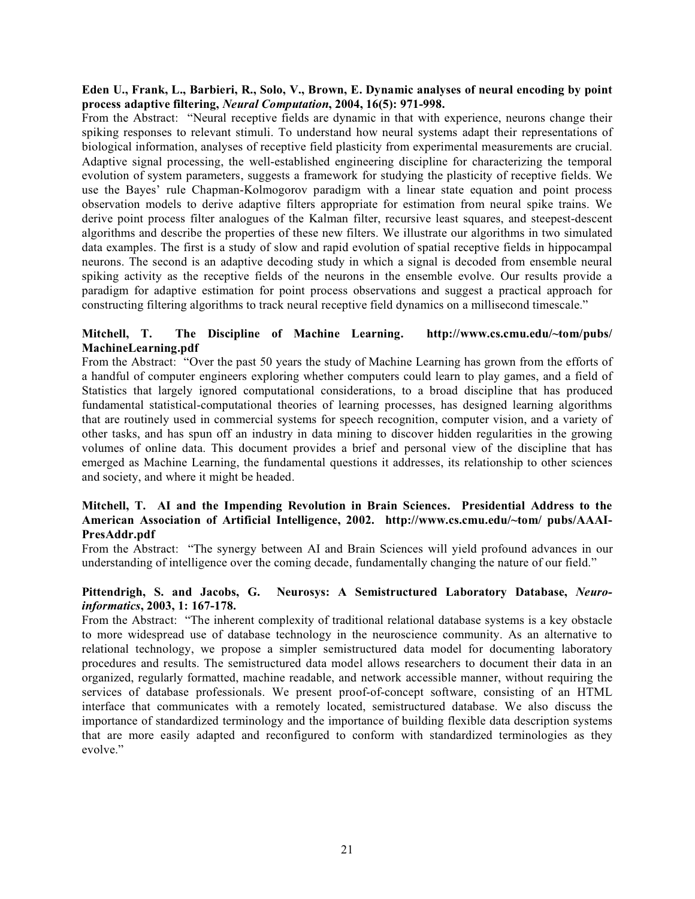**Eden U., Frank, L., Barbieri, R., Solo, V., Brown, E. Dynamic analyses of neural encoding by point process adaptive filtering, *Neural Computation*, 2004, 16(5): 971-998.**

From the Abstract: "Neural receptive fields are dynamic in that with experience, neurons change their spiking responses to relevant stimuli. To understand how neural systems adapt their representations of biological information, analyses of receptive field plasticity from experimental measurements are crucial. Adaptive signal processing, the well-established engineering discipline for characterizing the temporal evolution of system parameters, suggests a framework for studying the plasticity of receptive fields. We use the Bayes' rule Chapman-Kolmogorov paradigm with a linear state equation and point process observation models to derive adaptive filters appropriate for estimation from neural spike trains. We derive point process filter analogues of the Kalman filter, recursive least squares, and steepest-descent algorithms and describe the properties of these new filters. We illustrate our algorithms in two simulated data examples. The first is a study of slow and rapid evolution of spatial receptive fields in hippocampal neurons. The second is an adaptive decoding study in which a signal is decoded from ensemble neural spiking activity as the receptive fields of the neurons in the ensemble evolve. Our results provide a paradigm for adaptive estimation for point process observations and suggest a practical approach for constructing filtering algorithms to track neural receptive field dynamics on a millisecond timescale."

**Mitchell, T. The Discipline of Machine Learning. http://www.cs.cmu.edu/~tom/pubs/MachineLearning.pdf**

From the Abstract: "Over the past 50 years the study of Machine Learning has grown from the efforts of a handful of computer engineers exploring whether computers could learn to play games, and a field of Statistics that largely ignored computational considerations, to a broad discipline that has produced fundamental statistical-computational theories of learning processes, has designed learning algorithms that are routinely used in commercial systems for speech recognition, computer vision, and a variety of other tasks, and has spun off an industry in data mining to discover hidden regularities in the growing volumes of online data. This document provides a brief and personal view of the discipline that has emerged as Machine Learning, the fundamental questions it addresses, its relationship to other sciences and society, and where it might be headed.

**Mitchell, T. AI and the Impending Revolution in Brain Sciences. Presidential Address to the American Association of Artificial Intelligence, 2002. http://www.cs.cmu.edu/~tom/ pubs/AAAI-PresAddr.pdf**

From the Abstract: "The synergy between AI and Brain Sciences will yield profound advances in our understanding of intelligence over the coming decade, fundamentally changing the nature of our field."

**Pittendrigh, S. and Jacobs, G. Neurosys: A Semistructured Laboratory Database, *Neuro-informatics*, 2003, 1: 167-178.**

From the Abstract: "The inherent complexity of traditional relational database systems is a key obstacle to more widespread use of database technology in the neuroscience community. As an alternative to relational technology, we propose a simpler semistructured data model for documenting laboratory procedures and results. The semistructured data model allows researchers to document their data in an organized, regularly formatted, machine readable, and network accessible manner, without requiring the services of database professionals. We present proof-of-concept software, consisting of an HTML interface that communicates with a remotely located, semistructured database. We also discuss the importance of standardized terminology and the importance of building flexible data description systems that are more easily adapted and reconfigured to conform with standardized terminologies as they evolve."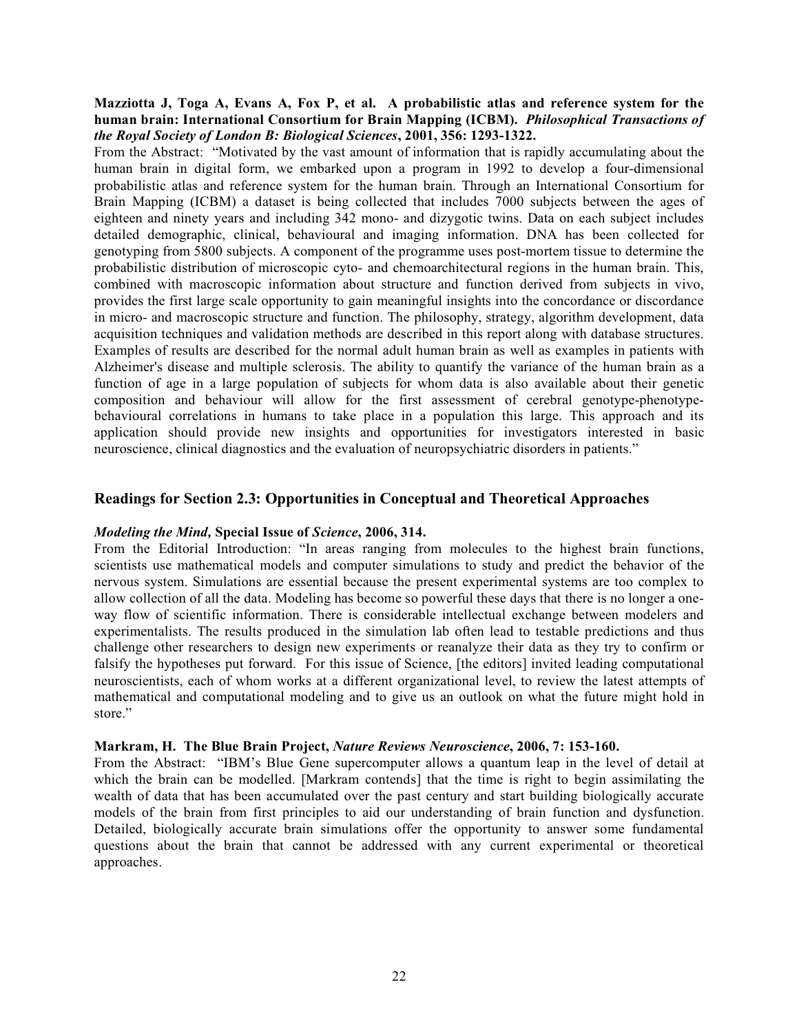**Mazziotta J, Toga A, Evans A, Fox P, et al. A probabilistic atlas and reference system for the human brain: International Consortium for Brain Mapping (ICBM).** ***Philosophical Transactions of the Royal Society of London B: Biological Sciences*****, 2001, 356: 1293-1322.**

From the Abstract: "Motivated by the vast amount of information that is rapidly accumulating about the human brain in digital form, we embarked upon a program in 1992 to develop a four-dimensional probabilistic atlas and reference system for the human brain. Through an International Consortium for Brain Mapping (ICBM) a dataset is being collected that includes 7000 subjects between the ages of eighteen and ninety years and including 342 mono- and dizygotic twins. Data on each subject includes detailed demographic, clinical, behavioural and imaging information. DNA has been collected for genotyping from 5800 subjects. A component of the programme uses post-mortem tissue to determine the probabilistic distribution of microscopic cyto- and chemoarchitectural regions in the human brain. This, combined with macroscopic information about structure and function derived from subjects in vivo, provides the first large scale opportunity to gain meaningful insights into the concordance or discordance in micro- and macroscopic structure and function. The philosophy, strategy, algorithm development, data acquisition techniques and validation methods are described in this report along with database structures. Examples of results are described for the normal adult human brain as well as examples in patients with Alzheimer's disease and multiple sclerosis. The ability to quantify the variance of the human brain as a function of age in a large population of subjects for whom data is also available about their genetic composition and behaviour will allow for the first assessment of cerebral genotype-phenotype-behavioural correlations in humans to take place in a population this large. This approach and its application should provide new insights and opportunities for investigators interested in basic neuroscience, clinical diagnostics and the evaluation of neuropsychiatric disorders in patients."

## Readings for Section 2.3: Opportunities in Conceptual and Theoretical Approaches

***Modeling the Mind,*** **Special Issue of** ***Science*****, 2006, 314.**

From the Editorial Introduction: "In areas ranging from molecules to the highest brain functions, scientists use mathematical models and computer simulations to study and predict the behavior of the nervous system. Simulations are essential because the present experimental systems are too complex to allow collection of all the data. Modeling has become so powerful these days that there is no longer a one-way flow of scientific information. There is considerable intellectual exchange between modelers and experimentalists. The results produced in the simulation lab often lead to testable predictions and thus challenge other researchers to design new experiments or reanalyze their data as they try to confirm or falsify the hypotheses put forward. For this issue of Science, [the editors] invited leading computational neuroscientists, each of whom works at a different organizational level, to review the latest attempts of mathematical and computational modeling and to give us an outlook on what the future might hold in store."

**Markram, H. The Blue Brain Project,** ***Nature Reviews Neuroscience*****, 2006, 7: 153-160.**

From the Abstract: "IBM's Blue Gene supercomputer allows a quantum leap in the level of detail at which the brain can be modelled. [Markram contends] that the time is right to begin assimilating the wealth of data that has been accumulated over the past century and start building biologically accurate models of the brain from first principles to aid our understanding of brain function and dysfunction. Detailed, biologically accurate brain simulations offer the opportunity to answer some fundamental questions about the brain that cannot be addressed with any current experimental or theoretical approaches.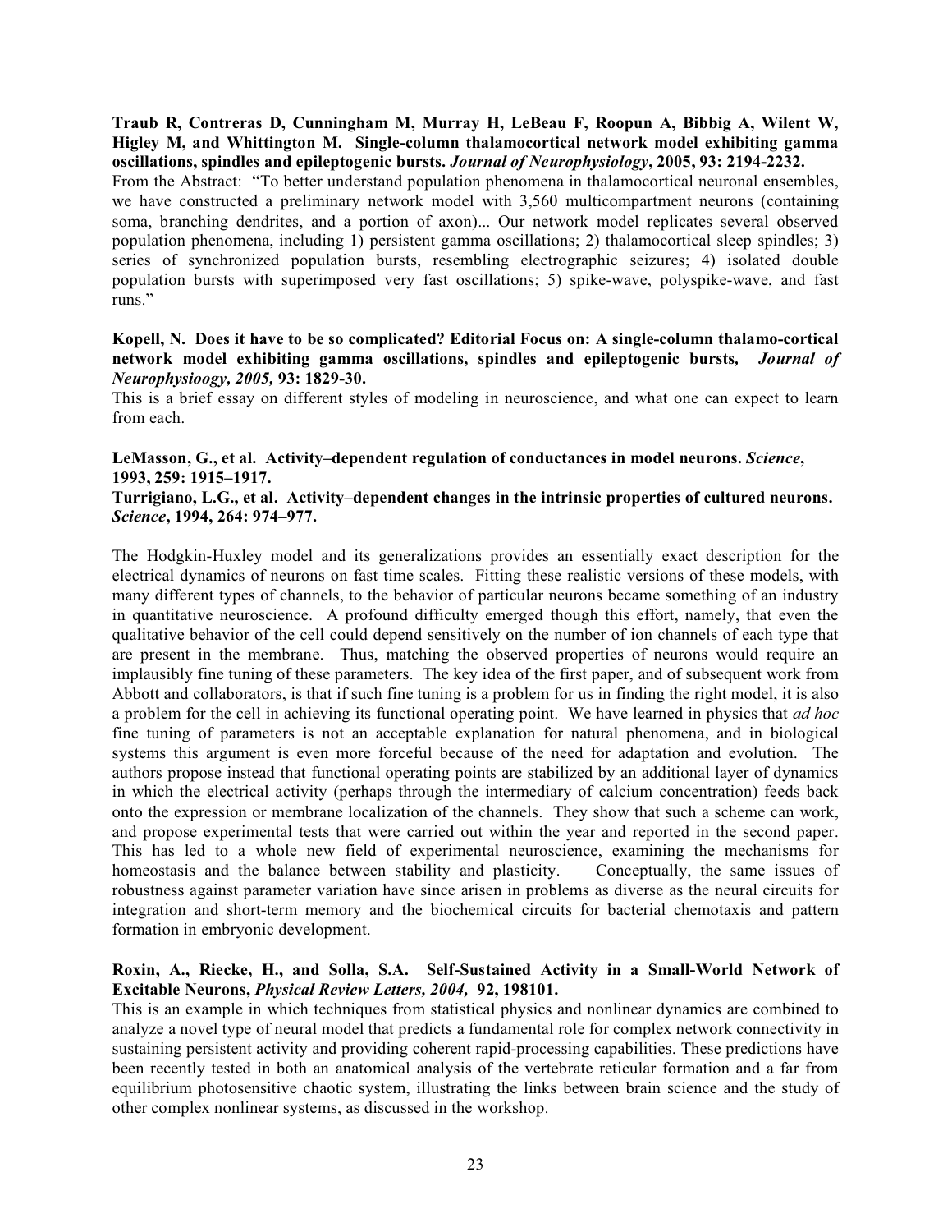**Traub R, Contreras D, Cunningham M, Murray H, LeBeau F, Roopun A, Bibbig A, Wilent W, Higley M, and Whittington M. Single-column thalamocortical network model exhibiting gamma oscillations, spindles and epileptogenic bursts.** ***Journal of Neurophysiology*****, 2005, 93: 2194-2232.**
From the Abstract: "To better understand population phenomena in thalamocortical neuronal ensembles, we have constructed a preliminary network model with 3,560 multicompartment neurons (containing soma, branching dendrites, and a portion of axon)... Our network model replicates several observed population phenomena, including 1) persistent gamma oscillations; 2) thalamocortical sleep spindles; 3) series of synchronized population bursts, resembling electrographic seizures; 4) isolated double population bursts with superimposed very fast oscillations; 5) spike-wave, polyspike-wave, and fast runs."

**Kopell, N. Does it have to be so complicated? Editorial Focus on: A single-column thalamo-cortical network model exhibiting gamma oscillations, spindles and epileptogenic bursts,** ***Journal of Neurophysioogy, 2005,*** **93: 1829-30.**
This is a brief essay on different styles of modeling in neuroscience, and what one can expect to learn from each.

**LeMasson, G., et al. Activity–dependent regulation of conductances in model neurons.** ***Science*****, 1993, 259: 1915–1917.**
**Turrigiano, L.G., et al. Activity–dependent changes in the intrinsic properties of cultured neurons.** ***Science*****, 1994, 264: 974–977.**

The Hodgkin-Huxley model and its generalizations provides an essentially exact description for the electrical dynamics of neurons on fast time scales. Fitting these realistic versions of these models, with many different types of channels, to the behavior of particular neurons became something of an industry in quantitative neuroscience. A profound difficulty emerged though this effort, namely, that even the qualitative behavior of the cell could depend sensitively on the number of ion channels of each type that are present in the membrane. Thus, matching the observed properties of neurons would require an implausibly fine tuning of these parameters. The key idea of the first paper, and of subsequent work from Abbott and collaborators, is that if such fine tuning is a problem for us in finding the right model, it is also a problem for the cell in achieving its functional operating point. We have learned in physics that *ad hoc* fine tuning of parameters is not an acceptable explanation for natural phenomena, and in biological systems this argument is even more forceful because of the need for adaptation and evolution. The authors propose instead that functional operating points are stabilized by an additional layer of dynamics in which the electrical activity (perhaps through the intermediary of calcium concentration) feeds back onto the expression or membrane localization of the channels. They show that such a scheme can work, and propose experimental tests that were carried out within the year and reported in the second paper. This has led to a whole new field of experimental neuroscience, examining the mechanisms for homeostasis and the balance between stability and plasticity. Conceptually, the same issues of robustness against parameter variation have since arisen in problems as diverse as the neural circuits for integration and short-term memory and the biochemical circuits for bacterial chemotaxis and pattern formation in embryonic development.

**Roxin, A., Riecke, H., and Solla, S.A. Self-Sustained Activity in a Small-World Network of Excitable Neurons,** ***Physical Review Letters, 2004,*** **92, 198101.**
This is an example in which techniques from statistical physics and nonlinear dynamics are combined to analyze a novel type of neural model that predicts a fundamental role for complex network connectivity in sustaining persistent activity and providing coherent rapid-processing capabilities. These predictions have been recently tested in both an anatomical analysis of the vertebrate reticular formation and a far from equilibrium photosensitive chaotic system, illustrating the links between brain science and the study of other complex nonlinear systems, as discussed in the workshop.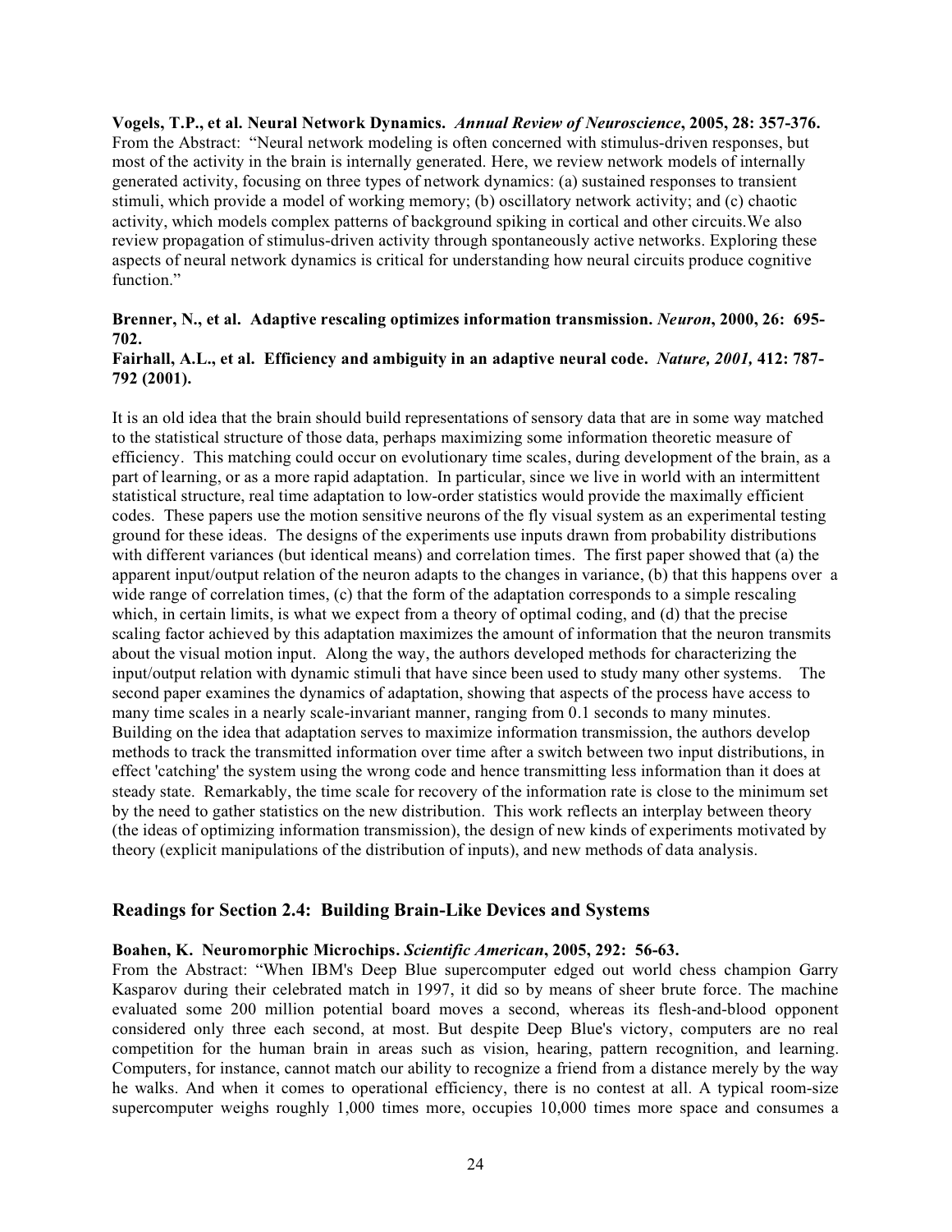**Vogels, T.P., et al. Neural Network Dynamics.** ***Annual Review of Neuroscience*****, 2005, 28: 357-376.**
From the Abstract: "Neural network modeling is often concerned with stimulus-driven responses, but most of the activity in the brain is internally generated. Here, we review network models of internally generated activity, focusing on three types of network dynamics: (a) sustained responses to transient stimuli, which provide a model of working memory; (b) oscillatory network activity; and (c) chaotic activity, which models complex patterns of background spiking in cortical and other circuits.We also review propagation of stimulus-driven activity through spontaneously active networks. Exploring these aspects of neural network dynamics is critical for understanding how neural circuits produce cognitive function."

**Brenner, N., et al. Adaptive rescaling optimizes information transmission.** ***Neuron*****, 2000, 26: 695-702.**
**Fairhall, A.L., et al. Efficiency and ambiguity in an adaptive neural code.** ***Nature, 2001,*** **412: 787-792 (2001).**

It is an old idea that the brain should build representations of sensory data that are in some way matched to the statistical structure of those data, perhaps maximizing some information theoretic measure of efficiency. This matching could occur on evolutionary time scales, during development of the brain, as a part of learning, or as a more rapid adaptation. In particular, since we live in world with an intermittent statistical structure, real time adaptation to low-order statistics would provide the maximally efficient codes. These papers use the motion sensitive neurons of the fly visual system as an experimental testing ground for these ideas. The designs of the experiments use inputs drawn from probability distributions with different variances (but identical means) and correlation times. The first paper showed that (a) the apparent input/output relation of the neuron adapts to the changes in variance, (b) that this happens over a wide range of correlation times, (c) that the form of the adaptation corresponds to a simple rescaling which, in certain limits, is what we expect from a theory of optimal coding, and (d) that the precise scaling factor achieved by this adaptation maximizes the amount of information that the neuron transmits about the visual motion input. Along the way, the authors developed methods for characterizing the input/output relation with dynamic stimuli that have since been used to study many other systems. The second paper examines the dynamics of adaptation, showing that aspects of the process have access to many time scales in a nearly scale-invariant manner, ranging from 0.1 seconds to many minutes. Building on the idea that adaptation serves to maximize information transmission, the authors develop methods to track the transmitted information over time after a switch between two input distributions, in effect 'catching' the system using the wrong code and hence transmitting less information than it does at steady state. Remarkably, the time scale for recovery of the information rate is close to the minimum set by the need to gather statistics on the new distribution. This work reflects an interplay between theory (the ideas of optimizing information transmission), the design of new kinds of experiments motivated by theory (explicit manipulations of the distribution of inputs), and new methods of data analysis.

## Readings for Section 2.4: Building Brain-Like Devices and Systems

**Boahen, K. Neuromorphic Microchips.** ***Scientific American*****, 2005, 292: 56-63.**
From the Abstract: "When IBM's Deep Blue supercomputer edged out world chess champion Garry Kasparov during their celebrated match in 1997, it did so by means of sheer brute force. The machine evaluated some 200 million potential board moves a second, whereas its flesh-and-blood opponent considered only three each second, at most. But despite Deep Blue's victory, computers are no real competition for the human brain in areas such as vision, hearing, pattern recognition, and learning. Computers, for instance, cannot match our ability to recognize a friend from a distance merely by the way he walks. And when it comes to operational efficiency, there is no contest at all. A typical room-size supercomputer weighs roughly 1,000 times more, occupies 10,000 times more space and consumes a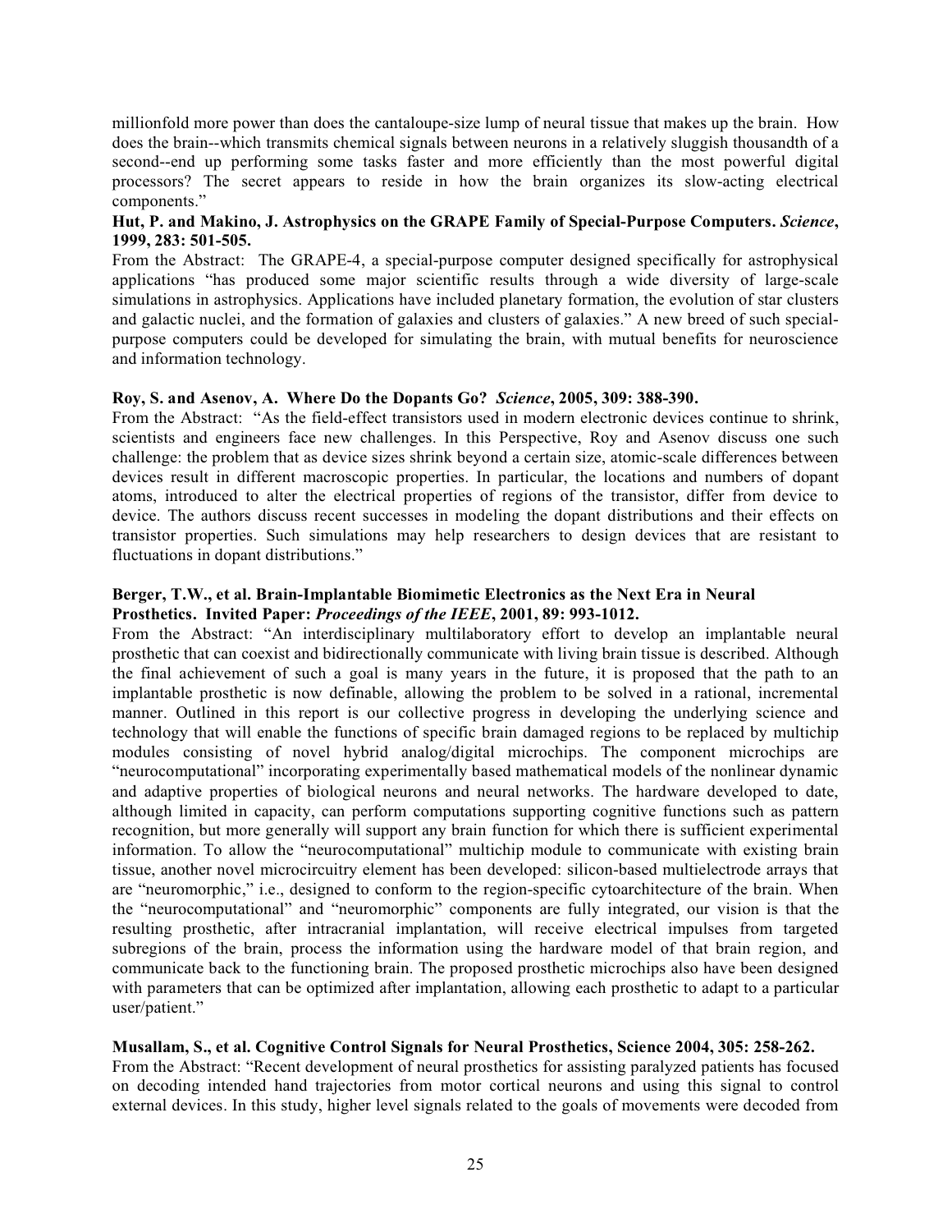millionfold more power than does the cantaloupe-size lump of neural tissue that makes up the brain. How does the brain--which transmits chemical signals between neurons in a relatively sluggish thousandth of a second--end up performing some tasks faster and more efficiently than the most powerful digital processors? The secret appears to reside in how the brain organizes its slow-acting electrical components."

**Hut, P. and Makino, J. Astrophysics on the GRAPE Family of Special-Purpose Computers. *Science*, 1999, 283: 501-505.**

From the Abstract: The GRAPE-4, a special-purpose computer designed specifically for astrophysical applications "has produced some major scientific results through a wide diversity of large-scale simulations in astrophysics. Applications have included planetary formation, the evolution of star clusters and galactic nuclei, and the formation of galaxies and clusters of galaxies." A new breed of such special-purpose computers could be developed for simulating the brain, with mutual benefits for neuroscience and information technology.

**Roy, S. and Asenov, A. Where Do the Dopants Go? *Science*, 2005, 309: 388-390.**

From the Abstract: "As the field-effect transistors used in modern electronic devices continue to shrink, scientists and engineers face new challenges. In this Perspective, Roy and Asenov discuss one such challenge: the problem that as device sizes shrink beyond a certain size, atomic-scale differences between devices result in different macroscopic properties. In particular, the locations and numbers of dopant atoms, introduced to alter the electrical properties of regions of the transistor, differ from device to device. The authors discuss recent successes in modeling the dopant distributions and their effects on transistor properties. Such simulations may help researchers to design devices that are resistant to fluctuations in dopant distributions."

**Berger, T.W., et al. Brain-Implantable Biomimetic Electronics as the Next Era in Neural Prosthetics. Invited Paper: *Proceedings of the IEEE*, 2001, 89: 993-1012.**

From the Abstract: "An interdisciplinary multilaboratory effort to develop an implantable neural prosthetic that can coexist and bidirectionally communicate with living brain tissue is described. Although the final achievement of such a goal is many years in the future, it is proposed that the path to an implantable prosthetic is now definable, allowing the problem to be solved in a rational, incremental manner. Outlined in this report is our collective progress in developing the underlying science and technology that will enable the functions of specific brain damaged regions to be replaced by multichip modules consisting of novel hybrid analog/digital microchips. The component microchips are "neurocomputational" incorporating experimentally based mathematical models of the nonlinear dynamic and adaptive properties of biological neurons and neural networks. The hardware developed to date, although limited in capacity, can perform computations supporting cognitive functions such as pattern recognition, but more generally will support any brain function for which there is sufficient experimental information. To allow the "neurocomputational" multichip module to communicate with existing brain tissue, another novel microcircuitry element has been developed: silicon-based multielectrode arrays that are "neuromorphic," i.e., designed to conform to the region-specific cytoarchitecture of the brain. When the "neurocomputational" and "neuromorphic" components are fully integrated, our vision is that the resulting prosthetic, after intracranial implantation, will receive electrical impulses from targeted subregions of the brain, process the information using the hardware model of that brain region, and communicate back to the functioning brain. The proposed prosthetic microchips also have been designed with parameters that can be optimized after implantation, allowing each prosthetic to adapt to a particular user/patient."

**Musallam, S., et al. Cognitive Control Signals for Neural Prosthetics, Science 2004, 305: 258-262.**

From the Abstract: "Recent development of neural prosthetics for assisting paralyzed patients has focused on decoding intended hand trajectories from motor cortical neurons and using this signal to control external devices. In this study, higher level signals related to the goals of movements were decoded from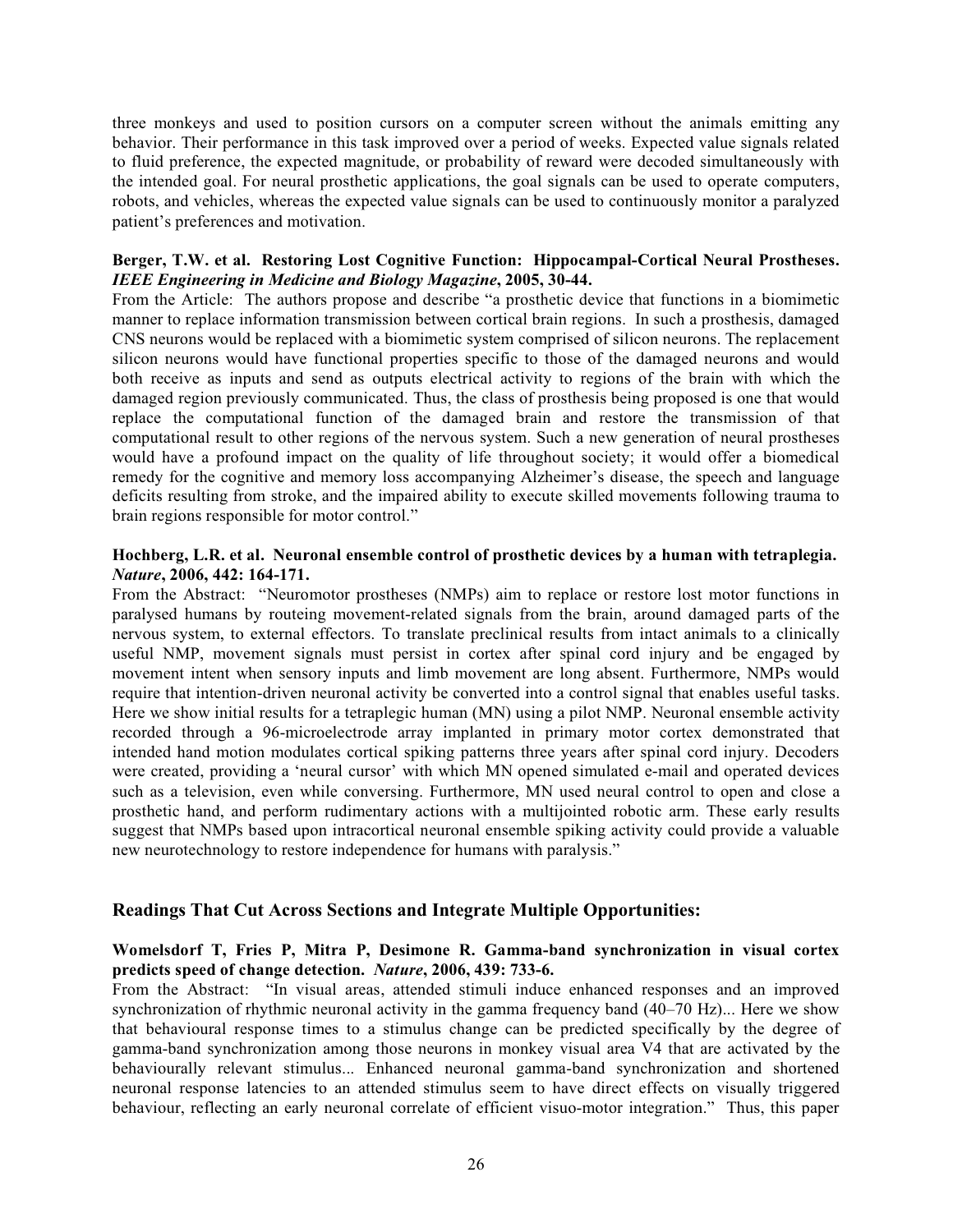three monkeys and used to position cursors on a computer screen without the animals emitting any behavior. Their performance in this task improved over a period of weeks. Expected value signals related to fluid preference, the expected magnitude, or probability of reward were decoded simultaneously with the intended goal. For neural prosthetic applications, the goal signals can be used to operate computers, robots, and vehicles, whereas the expected value signals can be used to continuously monitor a paralyzed patient's preferences and motivation.

**Berger, T.W. et al. Restoring Lost Cognitive Function: Hippocampal-Cortical Neural Prostheses. *IEEE Engineering in Medicine and Biology Magazine*, 2005, 30-44.**
From the Article: The authors propose and describe "a prosthetic device that functions in a biomimetic manner to replace information transmission between cortical brain regions. In such a prosthesis, damaged CNS neurons would be replaced with a biomimetic system comprised of silicon neurons. The replacement silicon neurons would have functional properties specific to those of the damaged neurons and would both receive as inputs and send as outputs electrical activity to regions of the brain with which the damaged region previously communicated. Thus, the class of prosthesis being proposed is one that would replace the computational function of the damaged brain and restore the transmission of that computational result to other regions of the nervous system. Such a new generation of neural prostheses would have a profound impact on the quality of life throughout society; it would offer a biomedical remedy for the cognitive and memory loss accompanying Alzheimer's disease, the speech and language deficits resulting from stroke, and the impaired ability to execute skilled movements following trauma to brain regions responsible for motor control."

**Hochberg, L.R. et al. Neuronal ensemble control of prosthetic devices by a human with tetraplegia. *Nature*, 2006, 442: 164-171.**
From the Abstract: "Neuromotor prostheses (NMPs) aim to replace or restore lost motor functions in paralysed humans by routeing movement-related signals from the brain, around damaged parts of the nervous system, to external effectors. To translate preclinical results from intact animals to a clinically useful NMP, movement signals must persist in cortex after spinal cord injury and be engaged by movement intent when sensory inputs and limb movement are long absent. Furthermore, NMPs would require that intention-driven neuronal activity be converted into a control signal that enables useful tasks. Here we show initial results for a tetraplegic human (MN) using a pilot NMP. Neuronal ensemble activity recorded through a 96-microelectrode array implanted in primary motor cortex demonstrated that intended hand motion modulates cortical spiking patterns three years after spinal cord injury. Decoders were created, providing a 'neural cursor' with which MN opened simulated e-mail and operated devices such as a television, even while conversing. Furthermore, MN used neural control to open and close a prosthetic hand, and perform rudimentary actions with a multijointed robotic arm. These early results suggest that NMPs based upon intracortical neuronal ensemble spiking activity could provide a valuable new neurotechnology to restore independence for humans with paralysis."

## Readings That Cut Across Sections and Integrate Multiple Opportunities:

**Womelsdorf T, Fries P, Mitra P, Desimone R. Gamma-band synchronization in visual cortex predicts speed of change detection. *Nature*, 2006, 439: 733-6.**
From the Abstract: "In visual areas, attended stimuli induce enhanced responses and an improved synchronization of rhythmic neuronal activity in the gamma frequency band (40–70 Hz)... Here we show that behavioural response times to a stimulus change can be predicted specifically by the degree of gamma-band synchronization among those neurons in monkey visual area V4 that are activated by the behaviourally relevant stimulus... Enhanced neuronal gamma-band synchronization and shortened neuronal response latencies to an attended stimulus seem to have direct effects on visually triggered behaviour, reflecting an early neuronal correlate of efficient visuo-motor integration." Thus, this paper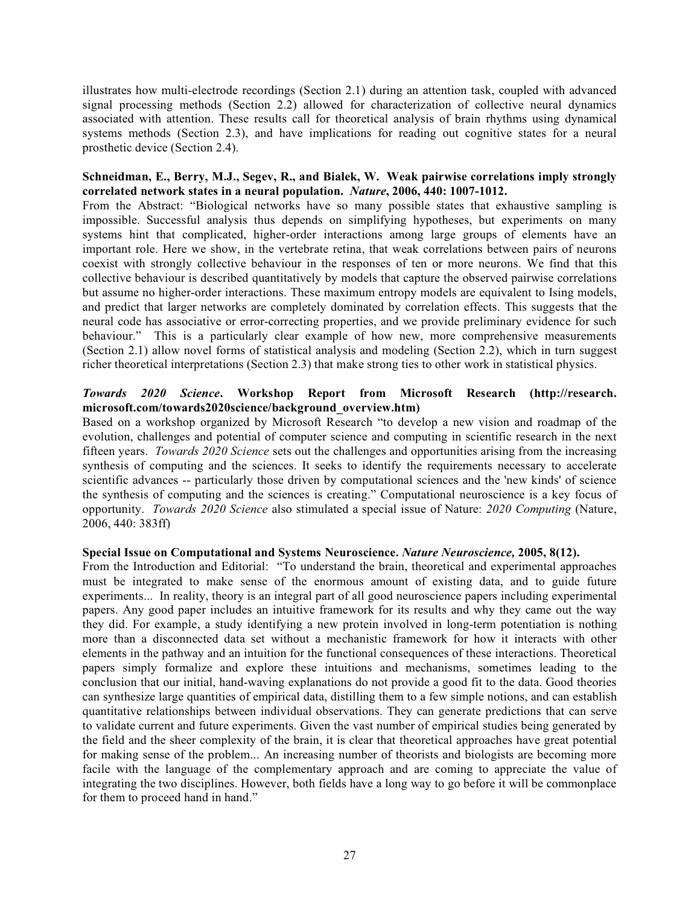illustrates how multi-electrode recordings (Section 2.1) during an attention task, coupled with advanced signal processing methods (Section 2.2) allowed for characterization of collective neural dynamics associated with attention. These results call for theoretical analysis of brain rhythms using dynamical systems methods (Section 2.3), and have implications for reading out cognitive states for a neural prosthetic device (Section 2.4).

**Schneidman, E., Berry, M.J., Segev, R., and Bialek, W. Weak pairwise correlations imply strongly correlated network states in a neural population. *Nature*, 2006, 440: 1007-1012.**

From the Abstract: "Biological networks have so many possible states that exhaustive sampling is impossible. Successful analysis thus depends on simplifying hypotheses, but experiments on many systems hint that complicated, higher-order interactions among large groups of elements have an important role. Here we show, in the vertebrate retina, that weak correlations between pairs of neurons coexist with strongly collective behaviour in the responses of ten or more neurons. We find that this collective behaviour is described quantitatively by models that capture the observed pairwise correlations but assume no higher-order interactions. These maximum entropy models are equivalent to Ising models, and predict that larger networks are completely dominated by correlation effects. This suggests that the neural code has associative or error-correcting properties, and we provide preliminary evidence for such behaviour." This is a particularly clear example of how new, more comprehensive measurements (Section 2.1) allow novel forms of statistical analysis and modeling (Section 2.2), which in turn suggest richer theoretical interpretations (Section 2.3) that make strong ties to other work in statistical physics.

***Towards 2020 Science*. Workshop Report from Microsoft Research (http://research.microsoft.com/towards2020science/background_overview.htm)**

Based on a workshop organized by Microsoft Research "to develop a new vision and roadmap of the evolution, challenges and potential of computer science and computing in scientific research in the next fifteen years. *Towards 2020 Science* sets out the challenges and opportunities arising from the increasing synthesis of computing and the sciences. It seeks to identify the requirements necessary to accelerate scientific advances -- particularly those driven by computational sciences and the 'new kinds' of science the synthesis of computing and the sciences is creating." Computational neuroscience is a key focus of opportunity. *Towards 2020 Science* also stimulated a special issue of Nature: *2020 Computing* (Nature, 2006, 440: 383ff)

**Special Issue on Computational and Systems Neuroscience. *Nature Neuroscience,* 2005, 8(12).**

From the Introduction and Editorial: "To understand the brain, theoretical and experimental approaches must be integrated to make sense of the enormous amount of existing data, and to guide future experiments... In reality, theory is an integral part of all good neuroscience papers including experimental papers. Any good paper includes an intuitive framework for its results and why they came out the way they did. For example, a study identifying a new protein involved in long-term potentiation is nothing more than a disconnected data set without a mechanistic framework for how it interacts with other elements in the pathway and an intuition for the functional consequences of these interactions. Theoretical papers simply formalize and explore these intuitions and mechanisms, sometimes leading to the conclusion that our initial, hand-waving explanations do not provide a good fit to the data. Good theories can synthesize large quantities of empirical data, distilling them to a few simple notions, and can establish quantitative relationships between individual observations. They can generate predictions that can serve to validate current and future experiments. Given the vast number of empirical studies being generated by the field and the sheer complexity of the brain, it is clear that theoretical approaches have great potential for making sense of the problem... An increasing number of theorists and biologists are becoming more facile with the language of the complementary approach and are coming to appreciate the value of integrating the two disciplines. However, both fields have a long way to go before it will be commonplace for them to proceed hand in hand."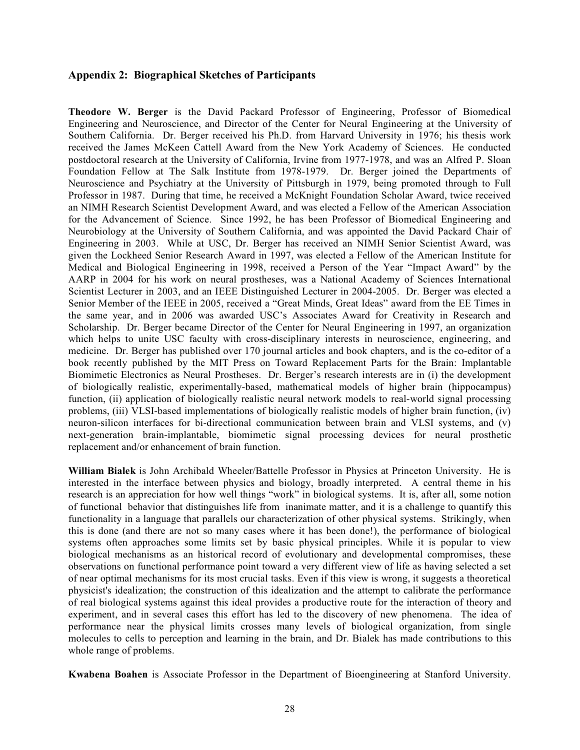## Appendix 2: Biographical Sketches of Participants

**Theodore W. Berger** is the David Packard Professor of Engineering, Professor of Biomedical Engineering and Neuroscience, and Director of the Center for Neural Engineering at the University of Southern California. Dr. Berger received his Ph.D. from Harvard University in 1976; his thesis work received the James McKeen Cattell Award from the New York Academy of Sciences. He conducted postdoctoral research at the University of California, Irvine from 1977-1978, and was an Alfred P. Sloan Foundation Fellow at The Salk Institute from 1978-1979. Dr. Berger joined the Departments of Neuroscience and Psychiatry at the University of Pittsburgh in 1979, being promoted through to Full Professor in 1987. During that time, he received a McKnight Foundation Scholar Award, twice received an NIMH Research Scientist Development Award, and was elected a Fellow of the American Association for the Advancement of Science. Since 1992, he has been Professor of Biomedical Engineering and Neurobiology at the University of Southern California, and was appointed the David Packard Chair of Engineering in 2003. While at USC, Dr. Berger has received an NIMH Senior Scientist Award, was given the Lockheed Senior Research Award in 1997, was elected a Fellow of the American Institute for Medical and Biological Engineering in 1998, received a Person of the Year "Impact Award" by the AARP in 2004 for his work on neural prostheses, was a National Academy of Sciences International Scientist Lecturer in 2003, and an IEEE Distinguished Lecturer in 2004-2005. Dr. Berger was elected a Senior Member of the IEEE in 2005, received a "Great Minds, Great Ideas" award from the EE Times in the same year, and in 2006 was awarded USC's Associates Award for Creativity in Research and Scholarship. Dr. Berger became Director of the Center for Neural Engineering in 1997, an organization which helps to unite USC faculty with cross-disciplinary interests in neuroscience, engineering, and medicine. Dr. Berger has published over 170 journal articles and book chapters, and is the co-editor of a book recently published by the MIT Press on Toward Replacement Parts for the Brain: Implantable Biomimetic Electronics as Neural Prostheses. Dr. Berger's research interests are in (i) the development of biologically realistic, experimentally-based, mathematical models of higher brain (hippocampus) function, (ii) application of biologically realistic neural network models to real-world signal processing problems, (iii) VLSI-based implementations of biologically realistic models of higher brain function, (iv) neuron-silicon interfaces for bi-directional communication between brain and VLSI systems, and (v) next-generation brain-implantable, biomimetic signal processing devices for neural prosthetic replacement and/or enhancement of brain function.

**William Bialek** is John Archibald Wheeler/Battelle Professor in Physics at Princeton University. He is interested in the interface between physics and biology, broadly interpreted. A central theme in his research is an appreciation for how well things "work" in biological systems. It is, after all, some notion of functional behavior that distinguishes life from inanimate matter, and it is a challenge to quantify this functionality in a language that parallels our characterization of other physical systems. Strikingly, when this is done (and there are not so many cases where it has been done!), the performance of biological systems often approaches some limits set by basic physical principles. While it is popular to view biological mechanisms as an historical record of evolutionary and developmental compromises, these observations on functional performance point toward a very different view of life as having selected a set of near optimal mechanisms for its most crucial tasks. Even if this view is wrong, it suggests a theoretical physicist's idealization; the construction of this idealization and the attempt to calibrate the performance of real biological systems against this ideal provides a productive route for the interaction of theory and experiment, and in several cases this effort has led to the discovery of new phenomena. The idea of performance near the physical limits crosses many levels of biological organization, from single molecules to cells to perception and learning in the brain, and Dr. Bialek has made contributions to this whole range of problems.

**Kwabena Boahen** is Associate Professor in the Department of Bioengineering at Stanford University.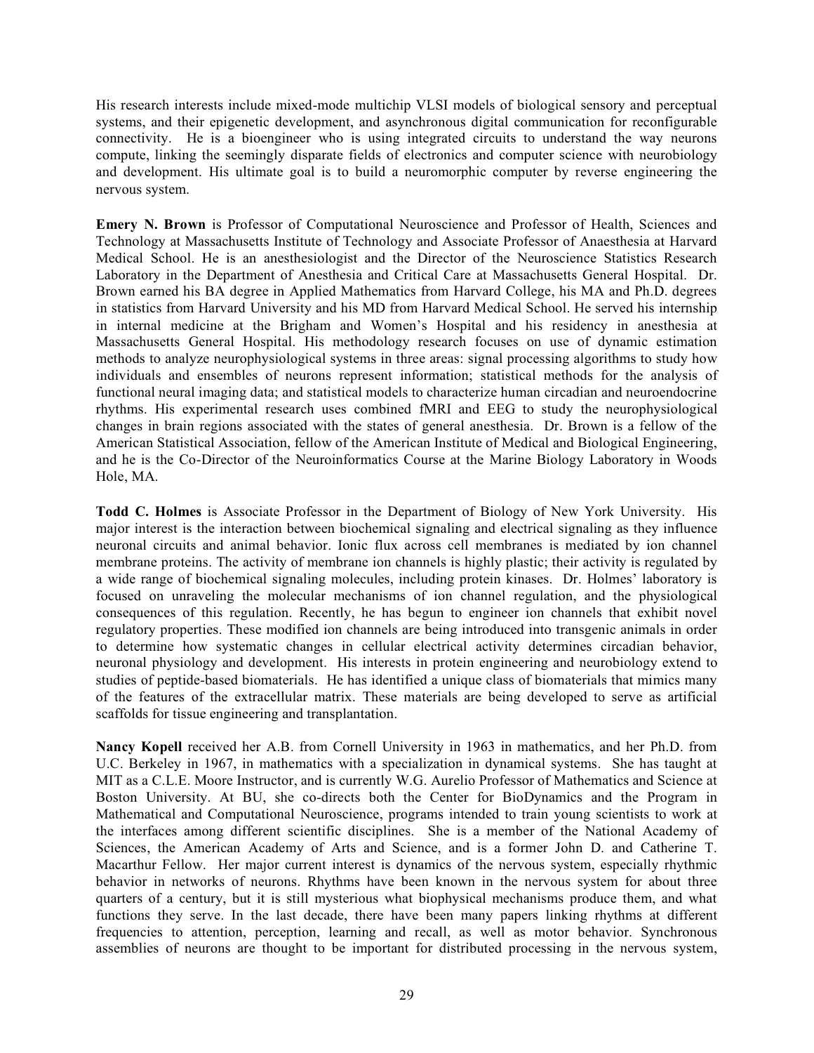His research interests include mixed-mode multichip VLSI models of biological sensory and perceptual systems, and their epigenetic development, and asynchronous digital communication for reconfigurable connectivity. He is a bioengineer who is using integrated circuits to understand the way neurons compute, linking the seemingly disparate fields of electronics and computer science with neurobiology and development. His ultimate goal is to build a neuromorphic computer by reverse engineering the nervous system.

**Emery N. Brown** is Professor of Computational Neuroscience and Professor of Health, Sciences and Technology at Massachusetts Institute of Technology and Associate Professor of Anaesthesia at Harvard Medical School. He is an anesthesiologist and the Director of the Neuroscience Statistics Research Laboratory in the Department of Anesthesia and Critical Care at Massachusetts General Hospital. Dr. Brown earned his BA degree in Applied Mathematics from Harvard College, his MA and Ph.D. degrees in statistics from Harvard University and his MD from Harvard Medical College. He served his internship in internal medicine at the Brigham and Women's Hospital and his residency in anesthesia at Massachusetts General Hospital. His methodology research focuses on use of dynamic estimation methods to analyze neurophysiological systems in three areas: signal processing algorithms to study how individuals and ensembles of neurons represent information; statistical methods for the analysis of functional neural imaging data; and statistical models to characterize human circadian and neuroendocrine rhythms. His experimental research uses combined fMRI and EEG to study the neurophysiological changes in brain regions associated with the states of general anesthesia. Dr. Brown is a fellow of the American Statistical Association, fellow of the American Institute of Medical and Biological Engineering, and he is the Co-Director of the Neuroinformatics Course at the Marine Biology Laboratory in Woods Hole, MA.

**Todd C. Holmes** is Associate Professor in the Department of Biology of New York University. His major interest is the interaction between biochemical signaling and electrical signaling as they influence neuronal circuits and animal behavior. Ionic flux across cell membranes is mediated by ion channel membrane proteins. The activity of membrane ion channels is highly plastic; their activity is regulated by a wide range of biochemical signaling molecules, including protein kinases. Dr. Holmes' laboratory is focused on unraveling the molecular mechanisms of ion channel regulation, and the physiological consequences of this regulation. Recently, he has begun to engineer ion channels that exhibit novel regulatory properties. These modified ion channels are being introduced into transgenic animals in order to determine how systematic changes in cellular electrical activity determines circadian behavior, neuronal physiology and development. His interests in protein engineering and neurobiology extend to studies of peptide-based biomaterials. He has identified a unique class of biomaterials that mimics many of the features of the extracellular matrix. These materials are being developed to serve as artificial scaffolds for tissue engineering and transplantation.

**Nancy Kopell** received her A.B. from Cornell University in 1963 in mathematics, and her Ph.D. from U.C. Berkeley in 1967, in mathematics with a specialization in dynamical systems. She has taught at MIT as a C.L.E. Moore Instructor, and is currently W.G. Aurelio Professor of Mathematics and Science at Boston University. At BU, she co-directs both the Center for BioDynamics and the Program in Mathematical and Computational Neuroscience, programs intended to train young scientists to work at the interfaces among different scientific disciplines. She is a member of the National Academy of Sciences, the American Academy of Arts and Science, and is a former John D. and Catherine T. Macarthur Fellow. Her major current interest is dynamics of the nervous system, especially rhythmic behavior in networks of neurons. Rhythms have been known in the nervous system for about three quarters of a century, but it is still mysterious what biophysical mechanisms produce them, and what functions they serve. In the last decade, there have been many papers linking rhythms at different frequencies to attention, perception, learning and recall, as well as motor behavior. Synchronous assemblies of neurons are thought to be important for distributed processing in the nervous system,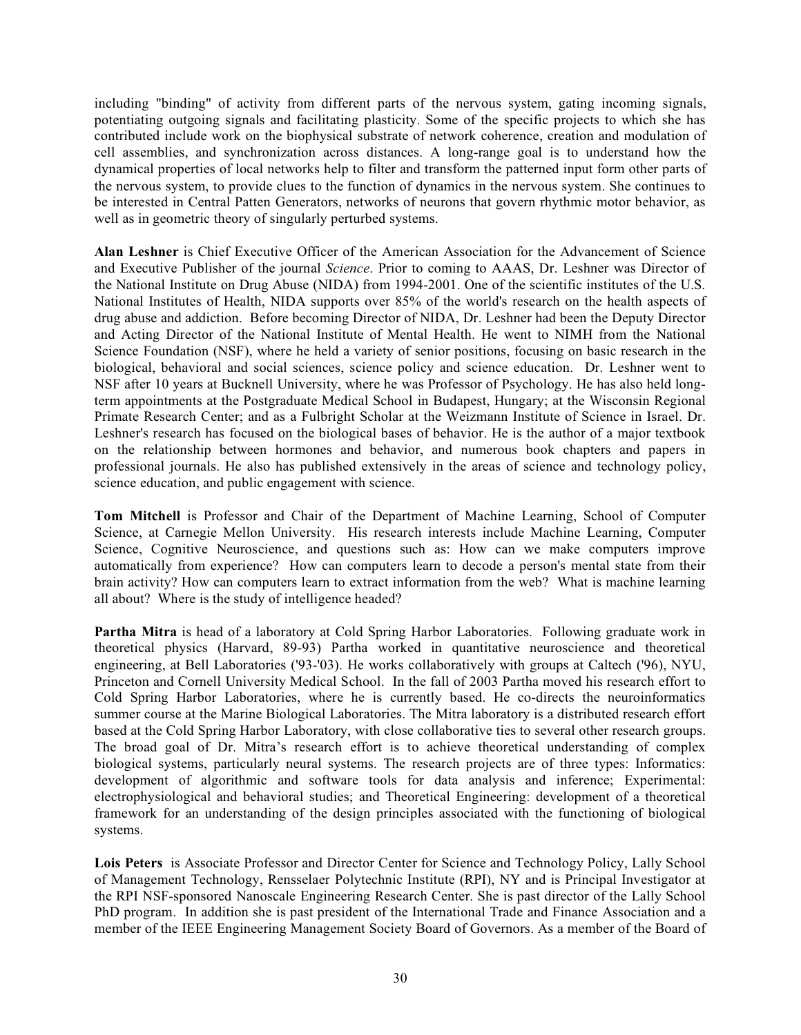including "binding" of activity from different parts of the nervous system, gating incoming signals, potentiating outgoing signals and facilitating plasticity. Some of the specific projects to which she has contributed include work on the biophysical substrate of network coherence, creation and modulation of cell assemblies, and synchronization across distances. A long-range goal is to understand how the dynamical properties of local networks help to filter and transform the patterned input form other parts of the nervous system, to provide clues to the function of dynamics in the nervous system. She continues to be interested in Central Patten Generators, networks of neurons that govern rhythmic motor behavior, as well as in geometric theory of singularly perturbed systems.

**Alan Leshner** is Chief Executive Officer of the American Association for the Advancement of Science and Executive Publisher of the journal *Science*. Prior to coming to AAAS, Dr. Leshner was Director of the National Institute on Drug Abuse (NIDA) from 1994-2001. One of the scientific institutes of the U.S. National Institutes of Health, NIDA supports over 85% of the world's research on the health aspects of drug abuse and addiction. Before becoming Director of NIDA, Dr. Leshner had been the Deputy Director and Acting Director of the National Institute of Mental Health. He went to NIMH from the National Science Foundation (NSF), where he held a variety of senior positions, focusing on basic research in the biological, behavioral and social sciences, science policy and science education. Dr. Leshner went to NSF after 10 years at Bucknell University, where he was Professor of Psychology. He has also held long-term appointments at the Postgraduate Medical School in Budapest, Hungary; at the Wisconsin Regional Primate Research Center; and as a Fulbright Scholar at the Weizmann Institute of Science in Israel. Dr. Leshner's research has focused on the biological bases of behavior. He is the author of a major textbook on the relationship between hormones and behavior, and numerous book chapters and papers in professional journals. He also has published extensively in the areas of science and technology policy, science education, and public engagement with science.

**Tom Mitchell** is Professor and Chair of the Department of Machine Learning, School of Computer Science, at Carnegie Mellon University. His research interests include Machine Learning, Computer Science, Cognitive Neuroscience, and questions such as: How can we make computers improve automatically from experience? How can computers learn to decode a person's mental state from their brain activity? How can computers learn to extract information from the web? What is machine learning all about? Where is the study of intelligence headed?

**Partha Mitra** is head of a laboratory at Cold Spring Harbor Laboratories. Following graduate work in theoretical physics (Harvard, 89-93) Partha worked in quantitative neuroscience and theoretical engineering, at Bell Laboratories ('93-'03). He works collaboratively with groups at Caltech ('96), NYU, Princeton and Cornell University Medical School. In the fall of 2003 Partha moved his research effort to Cold Spring Harbor Laboratories, where he is currently based. He co-directs the neuroinformatics summer course at the Marine Biological Laboratories. The Mitra laboratory is a distributed research effort based at the Cold Spring Harbor Laboratory, with close collaborative ties to several other research groups. The broad goal of Dr. Mitra's research effort is to achieve theoretical understanding of complex biological systems, particularly neural systems. The research projects are of three types: Informatics: development of algorithmic and software tools for data analysis and inference; Experimental: electrophysiological and behavioral studies; and Theoretical Engineering: development of a theoretical framework for an understanding of the design principles associated with the functioning of biological systems.

**Lois Peters** is Associate Professor and Director Center for Science and Technology Policy, Lally School of Management Technology, Rensselaer Polytechnic Institute (RPI), NY and is Principal Investigator at the RPI NSF-sponsored Nanoscale Engineering Research Center. She is past director of the Lally School PhD program. In addition she is past president of the International Trade and Finance Association and a member of the IEEE Engineering Management Society Board of Governors. As a member of the Board of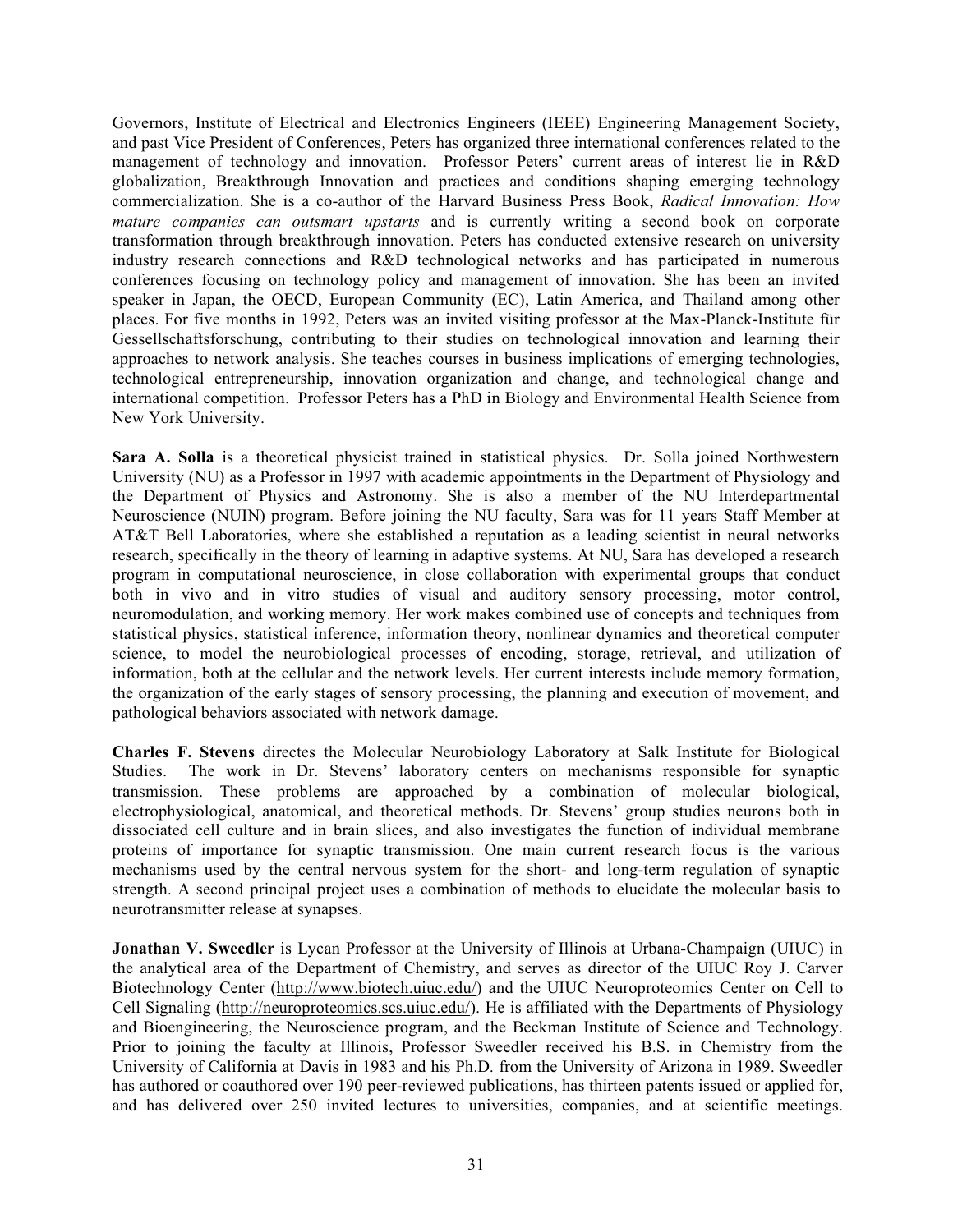Governors, Institute of Electrical and Electronics Engineers (IEEE) Engineering Management Society, and past Vice President of Conferences, Peters has organized three international conferences related to the management of technology and innovation. Professor Peters' current areas of interest lie in R&D globalization, Breakthrough Innovation and practices and conditions shaping emerging technology commercialization. She is a co-author of the Harvard Business Press Book, *Radical Innovation: How mature companies can outsmart upstarts* and is currently writing a second book on corporate transformation through breakthrough innovation. Peters has conducted extensive research on university industry research connections and R&D technological networks and has participated in numerous conferences focusing on technology policy and management of innovation. She has been an invited speaker in Japan, the OECD, European Community (EC), Latin America, and Thailand among other places. For five months in 1992, Peters was an invited visiting professor at the Max-Planck-Institute für Gessellschaftsforschung, contributing to their studies on technological innovation and learning their approaches to network analysis. She teaches courses in business implications of emerging technologies, technological entrepreneurship, innovation organization and change, and technological change and international competition. Professor Peters has a PhD in Biology and Environmental Health Science from New York University.

**Sara A. Solla** is a theoretical physicist trained in statistical physics. Dr. Solla joined Northwestern University (NU) as a Professor in 1997 with academic appointments in the Department of Physiology and the Department of Physics and Astronomy. She is also a member of the NU Interdepartmental Neuroscience (NUIN) program. Before joining the NU faculty, Sara was for 11 years Staff Member at AT&T Bell Laboratories, where she established a reputation as a leading scientist in neural networks research, specifically in the theory of learning in adaptive systems. At NU, Sara has developed a research program in computational neuroscience, in close collaboration with experimental groups that conduct both in vivo and in vitro studies of visual and auditory sensory processing, motor control, neuromodulation, and working memory. Her work makes combined use of concepts and techniques from statistical physics, statistical inference, information theory, nonlinear dynamics and theoretical computer science, to model the neurobiological processes of encoding, storage, retrieval, and utilization of information, both at the cellular and the network levels. Her current interests include memory formation, the organization of the early stages of sensory processing, the planning and execution of movement, and pathological behaviors associated with network damage.

**Charles F. Stevens** directes the Molecular Neurobiology Laboratory at Salk Institute for Biological Studies. The work in Dr. Stevens' laboratory centers on mechanisms responsible for synaptic transmission. These problems are approached by a combination of molecular biological, electrophysiological, anatomical, and theoretical methods. Dr. Stevens' group studies neurons both in dissociated cell culture and in brain slices, and also investigates the function of individual membrane proteins of importance for synaptic transmission. One main current research focus is the various mechanisms used by the central nervous system for the short- and long-term regulation of synaptic strength. A second principal project uses a combination of methods to elucidate the molecular basis to neurotransmitter release at synapses.

**Jonathan V. Sweedler** is Lycan Professor at the University of Illinois at Urbana-Champaign (UIUC) in the analytical area of the Department of Chemistry, and serves as director of the UIUC Roy J. Carver Biotechnology Center (http://www.biotech.uiuc.edu/) and the UIUC Neuroproteomics Center on Cell to Cell Signaling (http://neuroproteomics.scs.uiuc.edu/). He is affiliated with the Departments of Physiology and Bioengineering, the Neuroscience program, and the Beckman Institute of Science and Technology. Prior to joining the faculty at Illinois, Professor Sweedler received his B.S. in Chemistry from the University of California at Davis in 1983 and his Ph.D. from the University of Arizona in 1989. Sweedler has authored or coauthored over 190 peer-reviewed publications, has thirteen patents issued or applied for, and has delivered over 250 invited lectures to universities, companies, and at scientific meetings.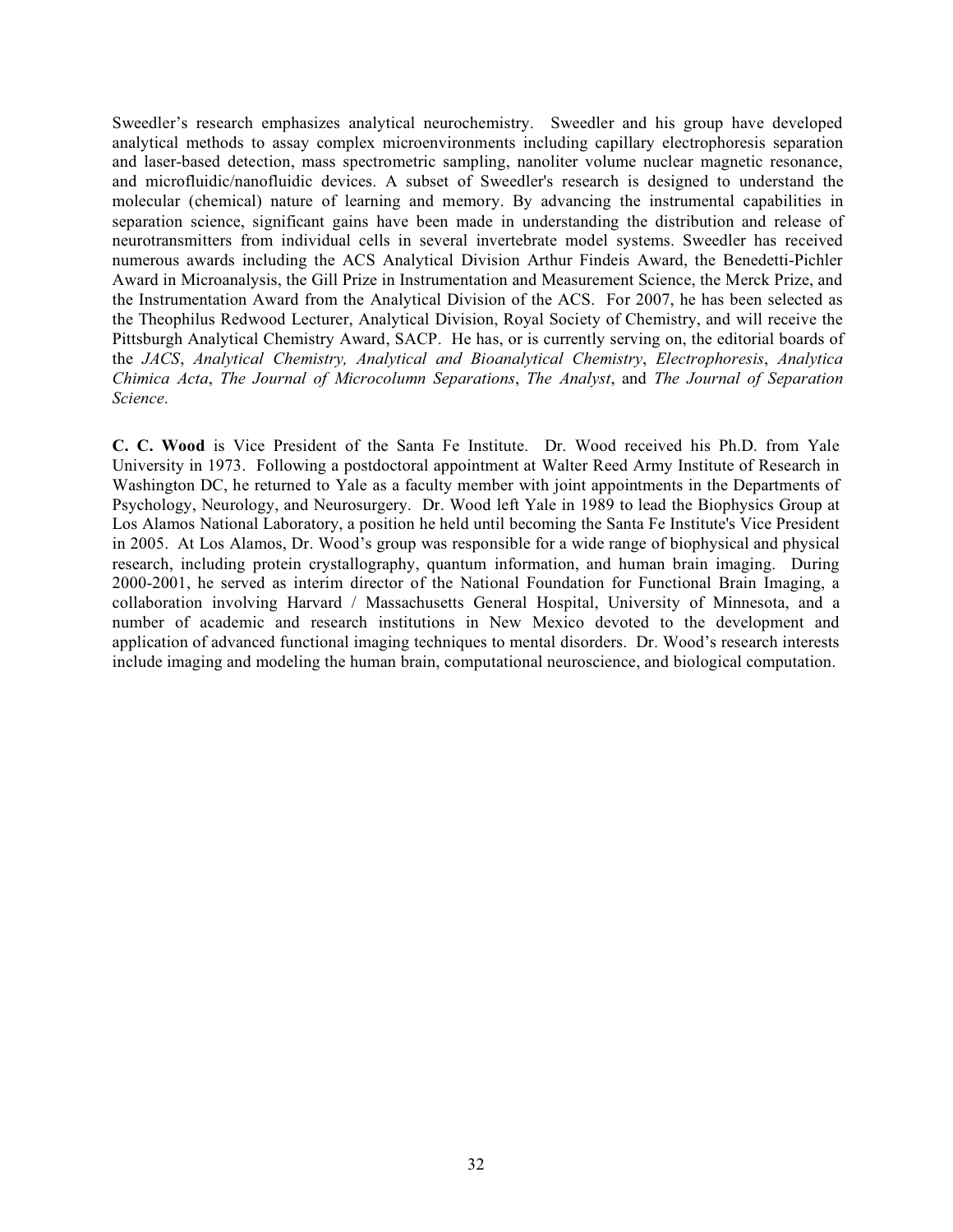Sweedler's research emphasizes analytical neurochemistry. Sweedler and his group have developed analytical methods to assay complex microenvironments including capillary electrophoresis separation and laser-based detection, mass spectrometric sampling, nanoliter volume nuclear magnetic resonance, and microfluidic/nanofluidic devices. A subset of Sweedler's research is designed to understand the molecular (chemical) nature of learning and memory. By advancing the instrumental capabilities in separation science, significant gains have been made in understanding the distribution and release of neurotransmitters from individual cells in several invertebrate model systems. Sweedler has received numerous awards including the ACS Analytical Division Arthur Findeis Award, the Benedetti-Pichler Award in Microanalysis, the Gill Prize in Instrumentation and Measurement Science, the Merck Prize, and the Instrumentation Award from the Analytical Division of the ACS. For 2007, he has been selected as the Theophilus Redwood Lecturer, Analytical Division, Royal Society of Chemistry, and will receive the Pittsburgh Analytical Chemistry Award, SACP. He has, or is currently serving on, the editorial boards of the *JACS*, *Analytical Chemistry, Analytical and Bioanalytical Chemistry*, *Electrophoresis*, *Analytica Chimica Acta*, *The Journal of Microcolumn Separations*, *The Analyst*, and *The Journal of Separation Science*.

**C. C. Wood** is Vice President of the Santa Fe Institute. Dr. Wood received his Ph.D. from Yale University in 1973. Following a postdoctoral appointment at Walter Reed Army Institute of Research in Washington DC, he returned to Yale as a faculty member with joint appointments in the Departments of Psychology, Neurology, and Neurosurgery. Dr. Wood left Yale in 1989 to lead the Biophysics Group at Los Alamos National Laboratory, a position he held until becoming the Santa Fe Institute's Vice President in 2005. At Los Alamos, Dr. Wood's group was responsible for a wide range of biophysical and physical research, including protein crystallography, quantum information, and human brain imaging. During 2000-2001, he served as interim director of the National Foundation for Functional Brain Imaging, a collaboration involving Harvard / Massachusetts General Hospital, University of Minnesota, and a number of academic and research institutions in New Mexico devoted to the development and application of advanced functional imaging techniques to mental disorders. Dr. Wood's research interests include imaging and modeling the human brain, computational neuroscience, and biological computation.